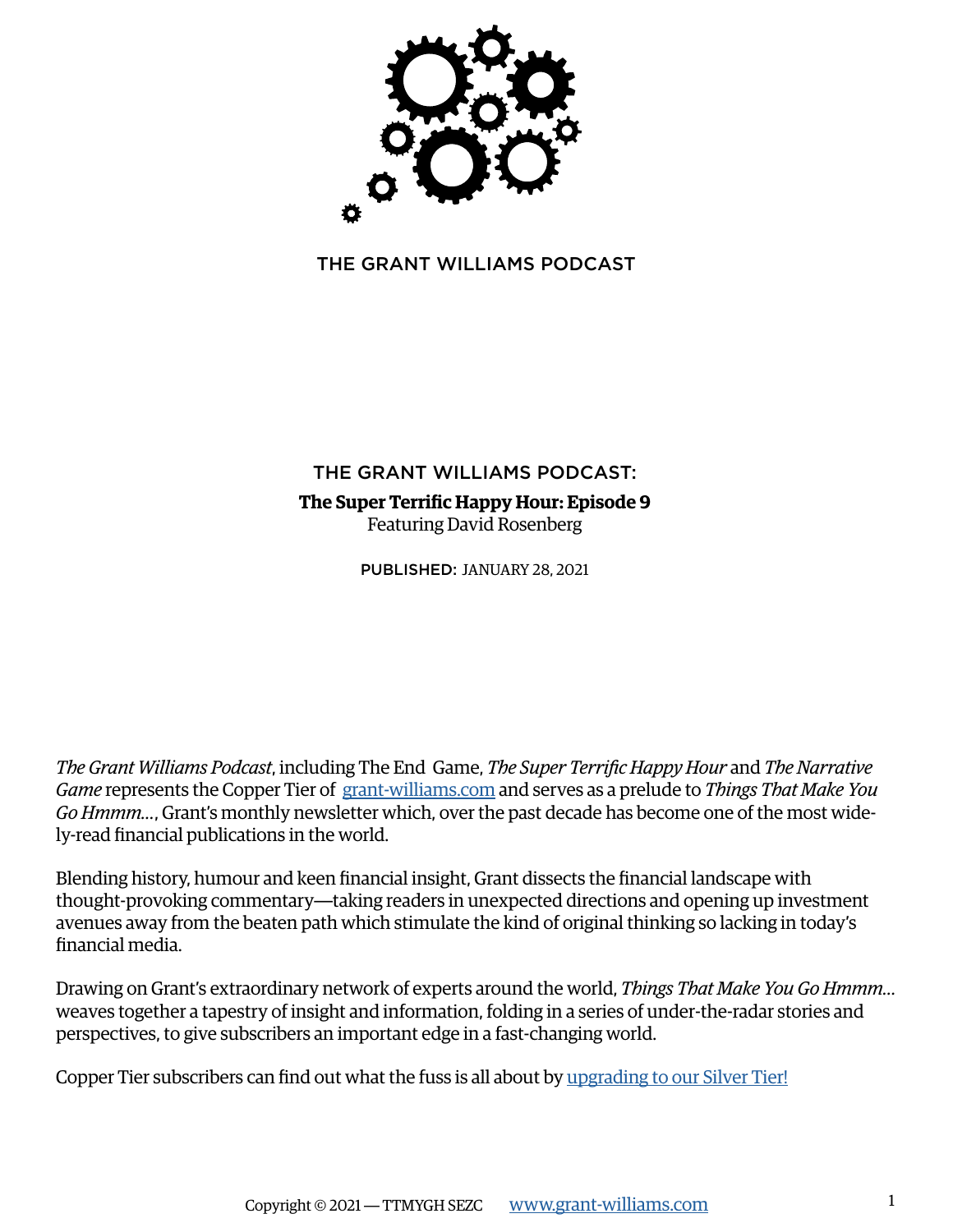# THE GRANT WILLIAMS PODCAST

## THE GRANT WILLIAMS PODCAST:

**The Super Terrific Happy Hour: Episode 9**

Featuring David Rosenberg

PUBLISHED: JANUARY 28, 2021

*The Grant Williams Podcast*, including The End Game, *The Super Terrific Happy Hour* and *The Narrative Game* represents the Copper Tier of [grant-williams.com](http://grant-williams.com) and serves as a prelude to *Things That Make You Go Hmmm...*, Grant's monthly newsletter which, over the past decade has become one of the most widely-read financial publications in the world.

Blending history, humour and keen financial insight, Grant dissects the financial landscape with thought-provoking commentary—taking readers in unexpected directions and opening up investment avenues away from the beaten path which stimulate the kind of original thinking so lacking in today's financial media.

Drawing on Grant's extraordinary network of experts around the world, *Things That Make You Go Hmmm...* weaves together a tapestry of insight and information, folding in a series of under-the-radar stories and perspectives, to give subscribers an important edge in a fast-changing world.

Copper Tier subscribers can find out what the fuss is all about by [upgrading to our Silver Tier!]()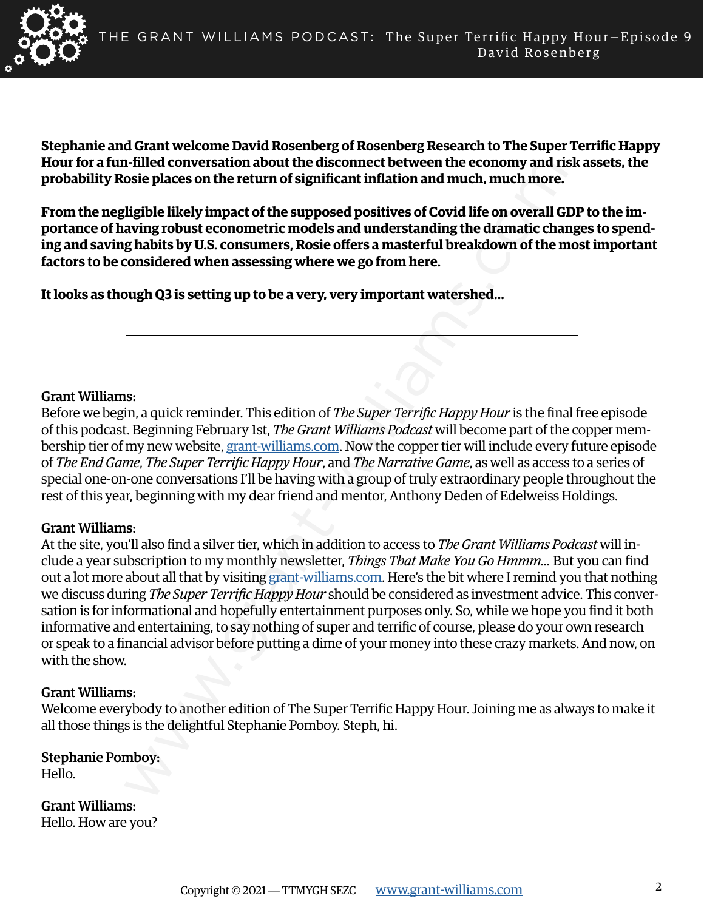**Stephanie and Grant welcome David Rosenberg of Rosenberg Research to The Super Terrific Happy Hour for a fun-filled conversation about the disconnect between the economy and risk assets, the probability Rosie places on the return of significant inflation and much, much more.**

**From the negligible likely impact of the supposed positives of Covid life on overall GDP to the importance of having robust econometric models and understanding the dramatic changes to spending and saving habits by U.S. consumers, Rosie offers a masterful breakdown of the most important factors to be considered when assessing where we go from here.**

**It looks as though Q3 is setting up to be a very, very important watershed...**

---

**Grant Williams:**
Before we begin, a quick reminder. This edition of *The Super Terrific Happy Hour* is the final free episode of this podcast. Beginning February 1st, *The Grant Williams Podcast* will become part of the copper membership tier of my new website, grant-williams.com. Now the copper tier will include every future episode of *The End Game*, *The Super Terrific Happy Hour*, and *The Narrative Game*, as well as access to a series of special one-on-one conversations I'll be having with a group of truly extraordinary people throughout the rest of this year, beginning with my dear friend and mentor, Anthony Deden of Edelweiss Holdings.

**Grant Williams:**
At the site, you'll also find a silver tier, which in addition to access to *The Grant Williams Podcast* will include a year subscription to my monthly newsletter, *Things That Make You Go Hmmm...* But you can find out a lot more about all that by visiting grant-williams.com. Here's the bit where I remind you that nothing we discuss during *The Super Terrific Happy Hour* should be considered as investment advice. This conversation is for informational and hopefully entertainment purposes only. So, while we hope you find it both informative and entertaining, to say nothing of super and terrific of course, please do your own research or speak to a financial advisor before putting a dime of your money into these crazy markets. And now, on with the show.

**Grant Williams:**
Welcome everybody to another edition of The Super Terrific Happy Hour. Joining me as always to make it all those things is the delightful Stephanie Pomboy. Steph, hi.

**Stephanie Pomboy:**
Hello.

**Grant Williams:**
Hello. How are you?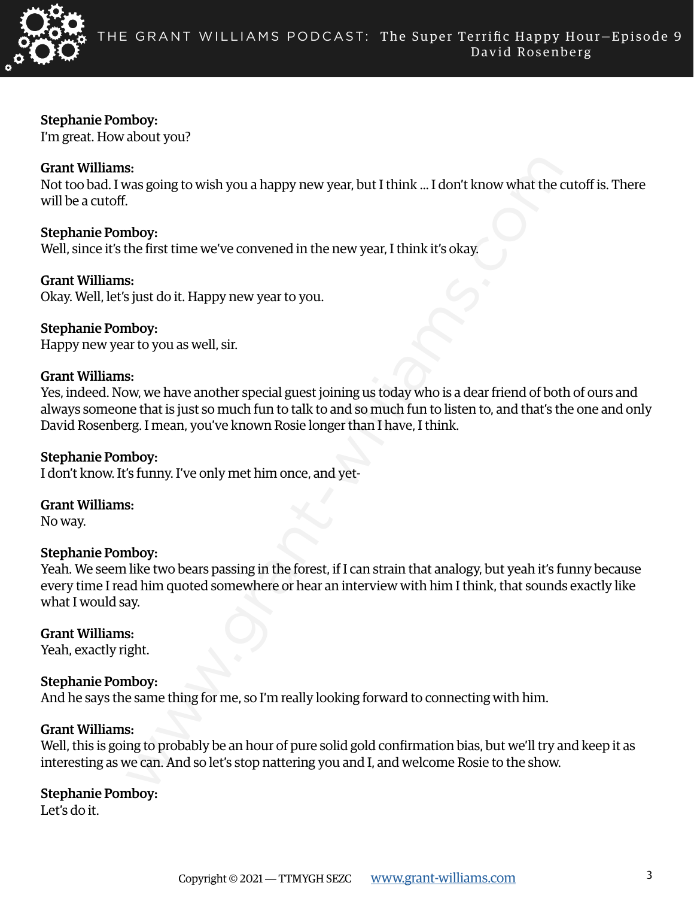**Stephanie Pomboy:**
I'm great. How about you?

**Grant Williams:**
Not too bad. I was going to wish you a happy new year, but I think ... I don't know what the cutoff is. There will be a cutoff.

**Stephanie Pomboy:**
Well, since it's the first time we've convened in the new year, I think it's okay.

**Grant Williams:**
Okay. Well, let's just do it. Happy new year to you.

**Stephanie Pomboy:**
Happy new year to you as well, sir.

**Grant Williams:**
Yes, indeed. Now, we have another special guest joining us today who is a dear friend of both of ours and always someone that is just so much fun to talk to and so much fun to listen to, and that's the one and only David Rosenberg. I mean, you've known Rosie longer than I have, I think.

**Stephanie Pomboy:**
I don't know. It's funny. I've only met him once, and yet-

**Grant Williams:**
No way.

**Stephanie Pomboy:**
Yeah. We seem like two bears passing in the forest, if I can strain that analogy, but yeah it's funny because every time I read him quoted somewhere or hear an interview with him I think, that sounds exactly like what I would say.

**Grant Williams:**
Yeah, exactly right.

**Stephanie Pomboy:**
And he says the same thing for me, so I'm really looking forward to connecting with him.

**Grant Williams:**
Well, this is going to probably be an hour of pure solid gold confirmation bias, but we'll try and keep it as interesting as we can. And so let's stop nattering you and I, and welcome Rosie to the show.

**Stephanie Pomboy:**
Let's do it.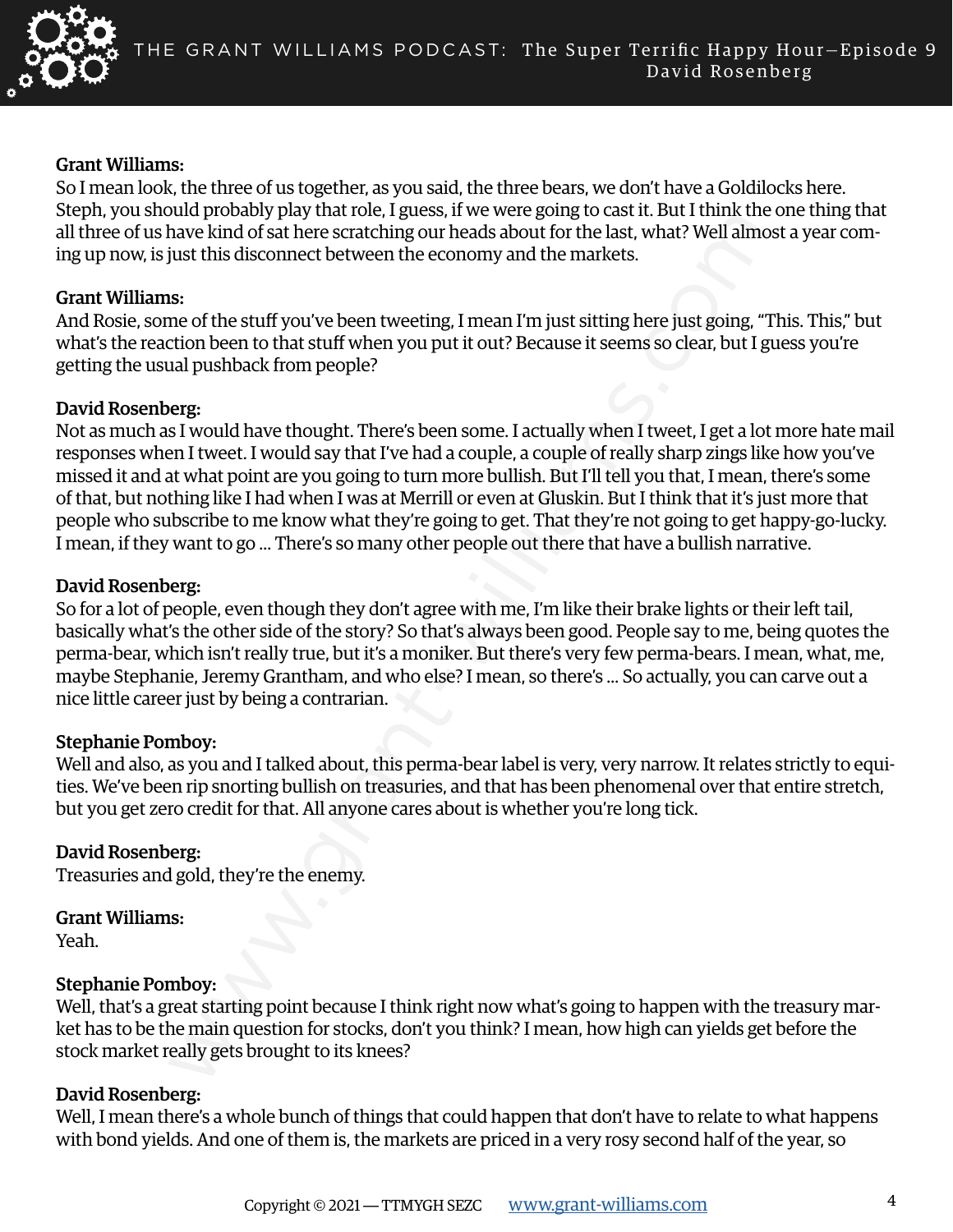**Grant Williams:**
So I mean look, the three of us together, as you said, the three bears, we don't have a Goldilocks here. Steph, you should probably play that role, I guess, if we were going to cast it. But I think the one thing that all three of us have kind of sat here scratching our heads about for the last, what? Well almost a year coming up now, is just this disconnect between the economy and the markets.

**Grant Williams:**
And Rosie, some of the stuff you've been tweeting, I mean I'm just sitting here just going, "This. This," but what's the reaction been to that stuff when you put it out? Because it seems so clear, but I guess you're getting the usual pushback from people?

**David Rosenberg:**
Not as much as I would have thought. There's been some. I actually when I tweet, I get a lot more hate mail responses when I tweet. I would say that I've had a couple, a couple of really sharp zings like how you've missed it and at what point are you going to turn more bullish. But I'll tell you that, I mean, there's some of that, but nothing like I had when I was at Merrill or even at Gluskin. But I think that it's just more that people who subscribe to me know what they're going to get. That they're not going to get happy-go-lucky. I mean, if they want to go ... There's so many other people out there that have a bullish narrative.

**David Rosenberg:**
So for a lot of people, even though they don't agree with me, I'm like their brake lights or their left tail, basically what's the other side of the story? So that's always been good. People say to me, being quotes the perma-bear, which isn't really true, but it's a moniker. But there's very few perma-bears. I mean, what, me, maybe Stephanie, Jeremy Grantham, and who else? I mean, so there's ... So actually, you can carve out a nice little career just by being a contrarian.

**Stephanie Pomboy:**
Well and also, as you and I talked about, this perma-bear label is very, very narrow. It relates strictly to equities. We've been rip snorting bullish on treasuries, and that has been phenomenal over that entire stretch, but you get zero credit for that. All anyone cares about is whether you're long tick.

**David Rosenberg:**
Treasuries and gold, they're the enemy.

**Grant Williams:**
Yeah.

**Stephanie Pomboy:**
Well, that's a great starting point because I think right now what's going to happen with the treasury market has to be the main question for stocks, don't you think? I mean, how high can yields get before the stock market really gets brought to its knees?

**David Rosenberg:**
Well, I mean there's a whole bunch of things that could happen that don't have to relate to what happens with bond yields. And one of them is, the markets are priced in a very rosy second half of the year, so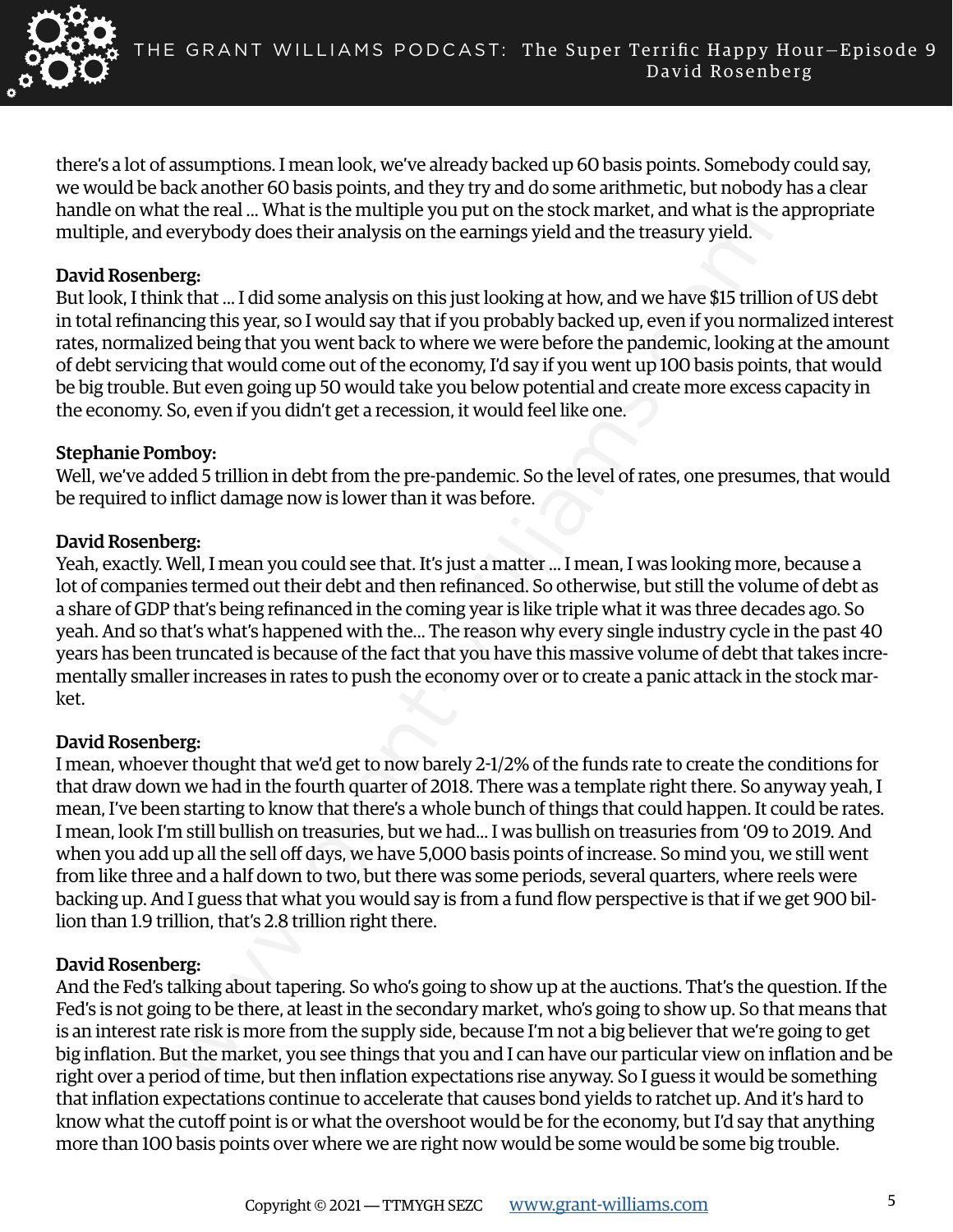there's a lot of assumptions. I mean look, we've already backed up 60 basis points. Somebody could say, we would be back another 60 basis points, and they try and do some arithmetic, but nobody has a clear handle on what the real ... What is the multiple you put on the stock market, and what is the appropriate multiple, and everybody does their analysis on the earnings yield and the treasury yield.

**David Rosenberg:**
But look, I think that ... I did some analysis on this just looking at how, and we have $15 trillion of US debt in total refinancing this year, so I would say that if you probably backed up, even if you normalized interest rates, normalized being that you went back to where we were before the pandemic, looking at the amount of debt servicing that would come out of the economy, I'd say if you went up 100 basis points, that would be big trouble. But even going up 50 would take you below potential and create more excess capacity in the economy. So, even if you didn't get a recession, it would feel like one.

**Stephanie Pomboy:**
Well, we've added 5 trillion in debt from the pre-pandemic. So the level of rates, one presumes, that would be required to inflict damage now is lower than it was before.

**David Rosenberg:**
Yeah, exactly. Well, I mean you could see that. It's just a matter ... I mean, I was looking more, because a lot of companies termed out their debt and then refinanced. So otherwise, but still the volume of debt as a share of GDP that's being refinanced in the coming year is like triple what it was three decades ago. So yeah. And so that's what's happened with the... The reason why every single industry cycle in the past 40 years has been truncated is because of the fact that you have this massive volume of debt that takes incrementally smaller increases in rates to push the economy over or to create a panic attack in the stock market.

**David Rosenberg:**
I mean, whoever thought that we'd get to now barely 2-1/2% of the funds rate to create the conditions for that draw down we had in the fourth quarter of 2018. There was a template right there. So anyway yeah, I mean, I've been starting to know that there's a whole bunch of things that could happen. It could be rates. I mean, look I'm still bullish on treasuries, but we had... I was bullish on treasuries from '09 to 2019. And when you add up all the sell off days, we have 5,000 basis points of increase. So mind you, we still went from like three and a half down to two, but there was some periods, several quarters, where reels were backing up. And I guess that what you would say is from a fund flow perspective is that if we get 900 billion than 1.9 trillion, that's 2.8 trillion right there.

**David Rosenberg:**
And the Fed's talking about tapering. So who's going to show up at the auctions. That's the question. If the Fed's is not going to be there, at least in the secondary market, who's going to show up. So that means that is an interest rate risk is more from the supply side, because I'm not a big believer that we're going to get big inflation. But the market, you see things that you and I can have our particular view on inflation and be right over a period of time, but then inflation expectations rise anyway. So I guess it would be something that inflation expectations continue to accelerate that causes bond yields to ratchet up. And it's hard to know what the cutoff point is or what the overshoot would be for the economy, but I'd say that anything more than 100 basis points over where we are right now would be some would be some big trouble.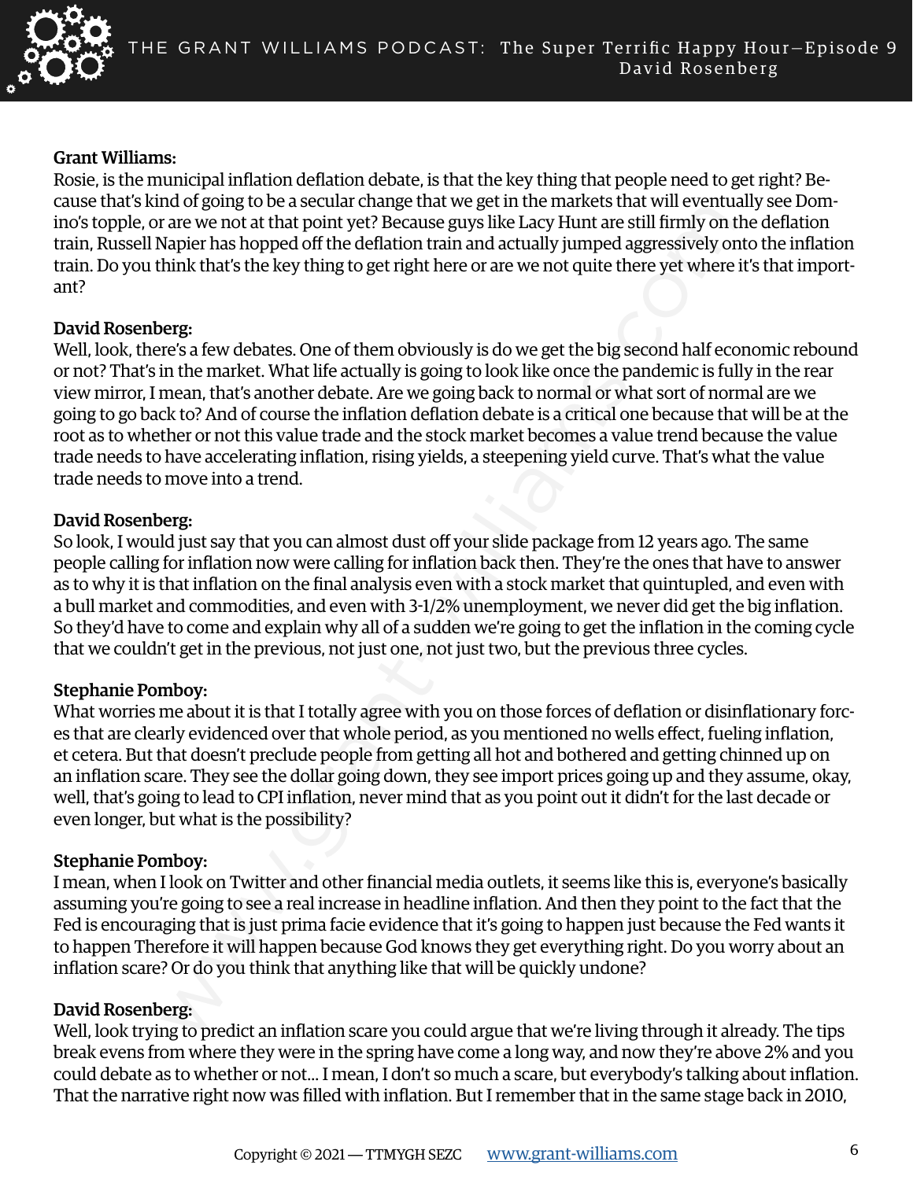**Grant Williams:**
Rosie, is the municipal inflation deflation debate, is that the key thing that people need to get right? Because that's kind of going to be a secular change that we get in the markets that will eventually see Domino's topple, or are we not at that point yet? Because guys like Lacy Hunt are still firmly on the deflation train, Russell Napier has hopped off the deflation train and actually jumped aggressively onto the inflation train. Do you think that's the key thing to get right here or are we not quite there yet where it's that important?

**David Rosenberg:**
Well, look, there's a few debates. One of them obviously is do we get the big second half economic rebound or not? That's in the market. What life actually is going to look like once the pandemic is fully in the rear view mirror, I mean, that's another debate. Are we going back to normal or what sort of normal are we going to go back to? And of course the inflation deflation debate is a critical one because that will be at the root as to whether or not this value trade and the stock market becomes a value trend because the value trade needs to have accelerating inflation, rising yields, a steepening yield curve. That's what the value trade needs to move into a trend.

**David Rosenberg:**
So look, I would just say that you can almost dust off your slide package from 12 years ago. The same people calling for inflation now were calling for inflation back then. They're the ones that have to answer as to why it is that inflation on the final analysis even with a stock market that quintupled, and even with a bull market and commodities, and even with 3-1/2% unemployment, we never did get the big inflation. So they'd have to come and explain why all of a sudden we're going to get the inflation in the coming cycle that we couldn't get in the previous, not just one, not just two, but the previous three cycles.

**Stephanie Pomboy:**
What worries me about it is that I totally agree with you on those forces of deflation or disinflationary forces that are clearly evidenced over that whole period, as you mentioned no wells effect, fueling inflation, et cetera. But that doesn't preclude people from getting all hot and bothered and getting chinned up on an inflation scare. They see the dollar going down, they see import prices going up and they assume, okay, well, that's going to lead to CPI inflation, never mind that as you point out it didn't for the last decade or even longer, but what is the possibility?

**Stephanie Pomboy:**
I mean, when I look on Twitter and other financial media outlets, it seems like this is, everyone's basically assuming you're going to see a real increase in headline inflation. And then they point to the fact that the Fed is encouraging that is just prima facie evidence that it's going to happen just because the Fed wants it to happen Therefore it will happen because God knows they get everything right. Do you worry about an inflation scare? Or do you think that anything like that will be quickly undone?

**David Rosenberg:**
Well, look trying to predict an inflation scare you could argue that we're living through it already. The tips break evens from where they were in the spring have come a long way, and now they're above 2% and you could debate as to whether or not... I mean, I don't so much a scare, but everybody's talking about inflation. That the narrative right now was filled with inflation. But I remember that in the same stage back in 2010,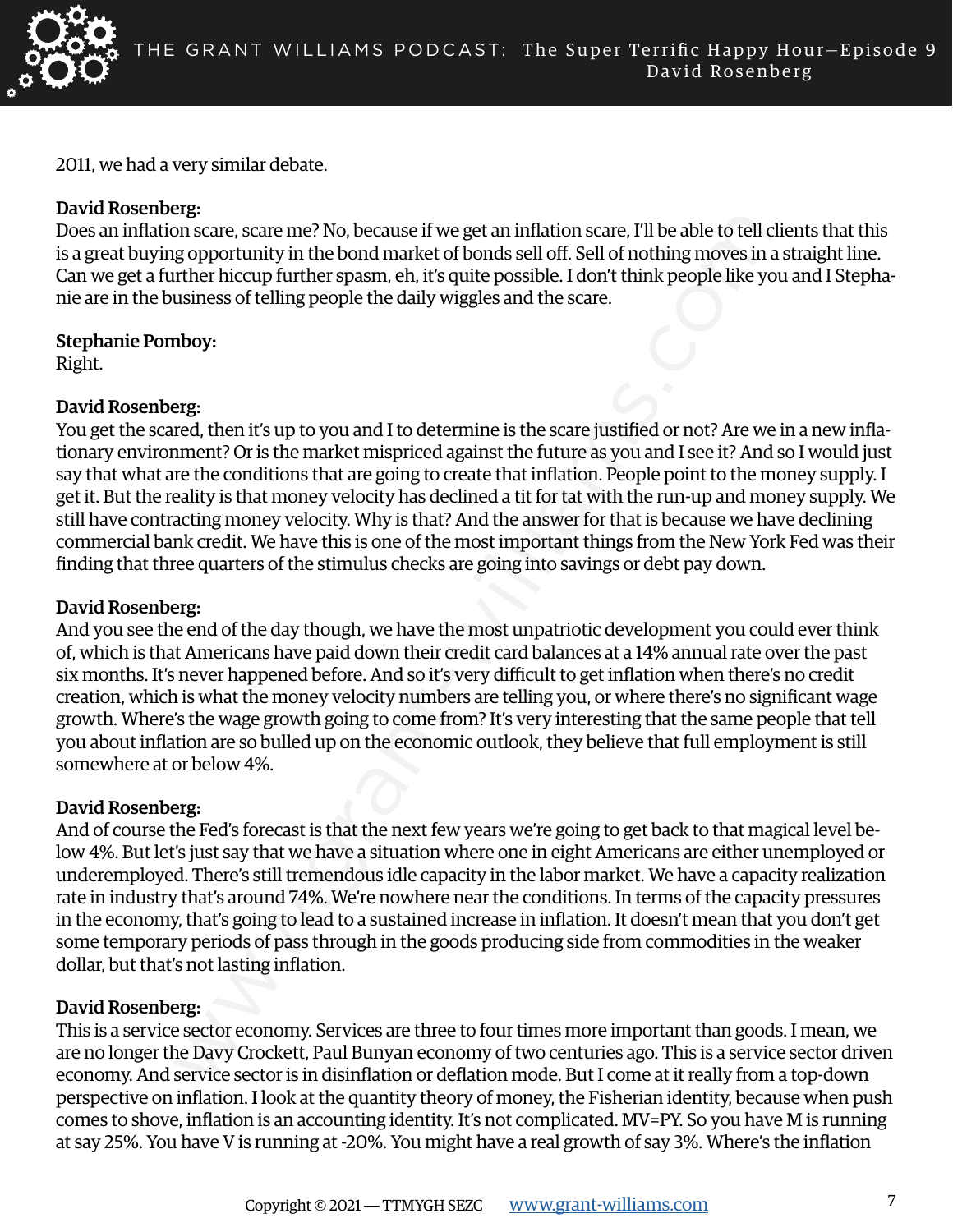2011, we had a very similar debate.

**David Rosenberg:**
Does an inflation scare, scare me? No, because if we get an inflation scare, I'll be able to tell clients that this is a great buying opportunity in the bond market of bonds sell off. Sell of nothing moves in a straight line. Can we get a further hiccup further spasm, eh, it's quite possible. I don't think people like you and I Stephanie are in the business of telling people the daily wiggles and the scare.

**Stephanie Pomboy:**
Right.

**David Rosenberg:**
You get the scared, then it's up to you and I to determine is the scare justified or not? Are we in a new inflationary environment? Or is the market mispriced against the future as you and I see it? And so I would just say that what are the conditions that are going to create that inflation. People point to the money supply. I get it. But the reality is that money velocity has declined a tit for tat with the run-up and money supply. We still have contracting money velocity. Why is that? And the answer for that is because we have declining commercial bank credit. We have this is one of the most important things from the New York Fed was their finding that three quarters of the stimulus checks are going into savings or debt pay down.

**David Rosenberg:**
And you see the end of the day though, we have the most unpatriotic development you could ever think of, which is that Americans have paid down their credit card balances at a 14% annual rate over the past six months. It's never happened before. And so it's very difficult to get inflation when there's no credit creation, which is what the money velocity numbers are telling you, or where there's no significant wage growth. Where's the wage growth going to come from? It's very interesting that the same people that tell you about inflation are so bulled up on the economic outlook, they believe that full employment is still somewhere at or below 4%.

**David Rosenberg:**
And of course the Fed's forecast is that the next few years we're going to get back to that magical level below 4%. But let's just say that we have a situation where one in eight Americans are either unemployed or underemployed. There's still tremendous idle capacity in the labor market. We have a capacity realization rate in industry that's around 74%. We're nowhere near the conditions. In terms of the capacity pressures in the economy, that's going to lead to a sustained increase in inflation. It doesn't mean that you don't get some temporary periods of pass through in the goods producing side from commodities in the weaker dollar, but that's not lasting inflation.

**David Rosenberg:**
This is a service sector economy. Services are three to four times more important than goods. I mean, we are no longer the Davy Crockett, Paul Bunyan economy of two centuries ago. This is a service sector driven economy. And service sector is in disinflation or deflation mode. But I come at it really from a top-down perspective on inflation. I look at the quantity theory of money, the Fisherian identity, because when push comes to shove, inflation is an accounting identity. It's not complicated. MV=PY. So you have M is running at say 25%. You have V is running at -20%. You might have a real growth of say 3%. Where's the inflation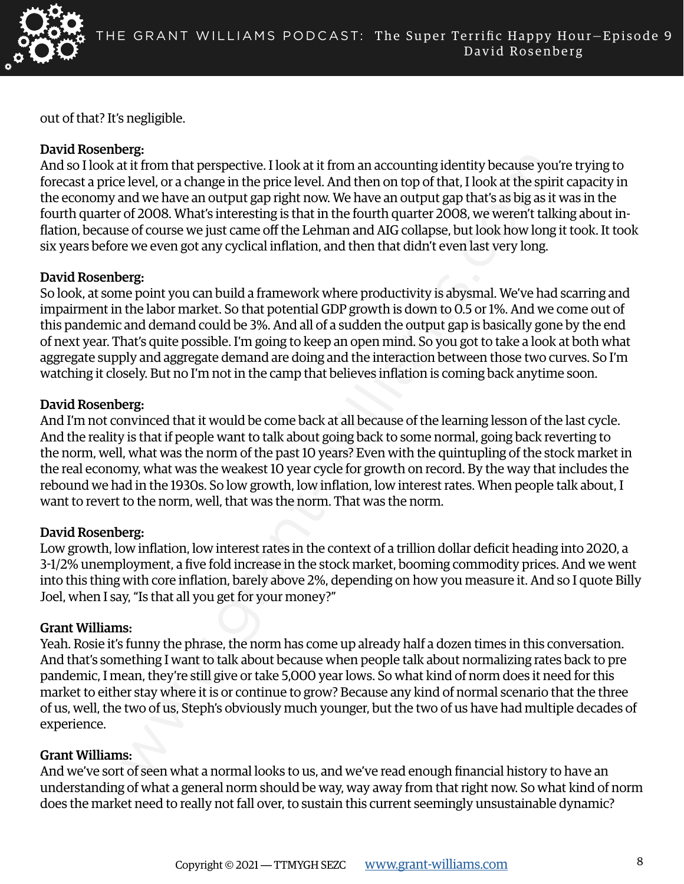out of that? It's negligible.

**David Rosenberg:**
And so I look at it from that perspective. I look at it from an accounting identity because you're trying to forecast a price level, or a change in the price level. And then on top of that, I look at the spirit capacity in the economy and we have an output gap right now. We have an output gap that's as big as it was in the fourth quarter of 2008. What's interesting is that in the fourth quarter 2008, we weren't talking about inflation, because of course we just came off the Lehman and AIG collapse, but look how long it took. It took six years before we even got any cyclical inflation, and then that didn't even last very long.

**David Rosenberg:**
So look, at some point you can build a framework where productivity is abysmal. We've had scarring and impairment in the labor market. So that potential GDP growth is down to 0.5 or 1%. And we come out of this pandemic and demand could be 3%. And all of a sudden the output gap is basically gone by the end of next year. That's quite possible. I'm going to keep an open mind. So you got to take a look at both what aggregate supply and aggregate demand are doing and the interaction between those two curves. So I'm watching it closely. But no I'm not in the camp that believes inflation is coming back anytime soon.

**David Rosenberg:**
And I'm not convinced that it would be come back at all because of the learning lesson of the last cycle. And the reality is that if people want to talk about going back to some normal, going back reverting to the norm, well, what was the norm of the past 10 years? Even with the quintupling of the stock market in the real economy, what was the weakest 10 year cycle for growth on record. By the way that includes the rebound we had in the 1930s. So low growth, low inflation, low interest rates. When people talk about, I want to revert to the norm, well, that was the norm. That was the norm.

**David Rosenberg:**
Low growth, low inflation, low interest rates in the context of a trillion dollar deficit heading into 2020, a 3-1/2% unemployment, a five fold increase in the stock market, booming commodity prices. And we went into this thing with core inflation, barely above 2%, depending on how you measure it. And so I quote Billy Joel, when I say, "Is that all you get for your money?"

**Grant Williams:**
Yeah. Rosie it's funny the phrase, the norm has come up already half a dozen times in this conversation. And that's something I want to talk about because when people talk about normalizing rates back to pre pandemic, I mean, they're still give or take 5,000 year lows. So what kind of norm does it need for this market to either stay where it is or continue to grow? Because any kind of normal scenario that the three of us, well, the two of us, Steph's obviously much younger, but the two of us have had multiple decades of experience.

**Grant Williams:**
And we've sort of seen what a normal looks to us, and we've read enough financial history to have an understanding of what a general norm should be way, way away from that right now. So what kind of norm does the market need to really not fall over, to sustain this current seemingly unsustainable dynamic?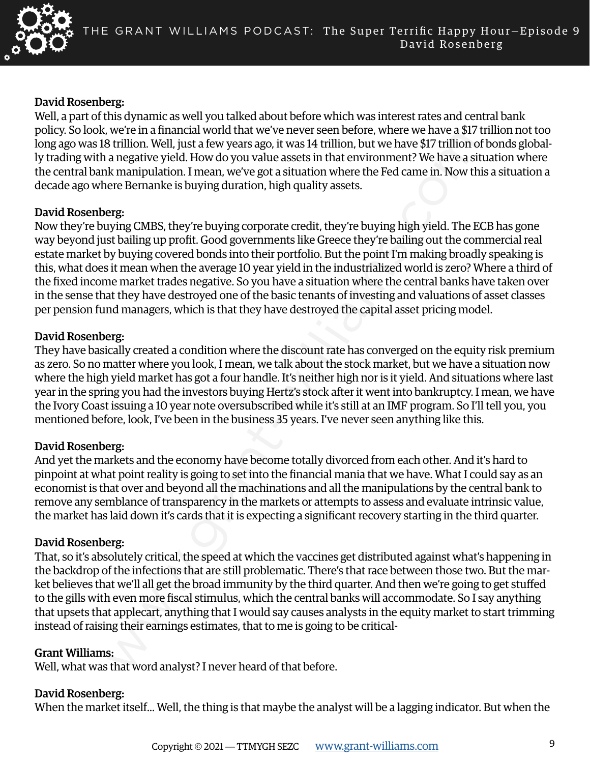**David Rosenberg:**
Well, a part of this dynamic as well you talked about before which was interest rates and central bank policy. So look, we're in a financial world that we've never seen before, where we have a $17 trillion not too long ago was 18 trillion. Well, just a few years ago, it was 14 trillion, but we have $17 trillion of bonds globally trading with a negative yield. How do you value assets in that environment? We have a situation where the central bank manipulation. I mean, we've got a situation where the Fed came in. Now this a situation a decade ago where Bernanke is buying duration, high quality assets.

**David Rosenberg:**
Now they're buying CMBS, they're buying corporate credit, they're buying high yield. The ECB has gone way beyond just bailing up profit. Good governments like Greece they're bailing out the commercial real estate market by buying covered bonds into their portfolio. But the point I'm making broadly speaking is this, what does it mean when the average 10 year yield in the industrialized world is zero? Where a third of the fixed income market trades negative. So you have a situation where the central banks have taken over in the sense that they have destroyed one of the basic tenants of investing and valuations of asset classes per pension fund managers, which is that they have destroyed the capital asset pricing model.

**David Rosenberg:**
They have basically created a condition where the discount rate has converged on the equity risk premium as zero. So no matter where you look, I mean, we talk about the stock market, but we have a situation now where the high yield market has got a four handle. It's neither high nor is it yield. And situations where last year in the spring you had the investors buying Hertz's stock after it went into bankruptcy. I mean, we have the Ivory Coast issuing a 10 year note oversubscribed while it's still at an IMF program. So I'll tell you, you mentioned before, look, I've been in the business 35 years. I've never seen anything like this.

**David Rosenberg:**
And yet the markets and the economy have become totally divorced from each other. And it's hard to pinpoint at what point reality is going to set into the financial mania that we have. What I could say as an economist is that over and beyond all the machinations and all the manipulations by the central bank to remove any semblance of transparency in the markets or attempts to assess and evaluate intrinsic value, the market has laid down it's cards that it is expecting a significant recovery starting in the third quarter.

**David Rosenberg:**
That, so it's absolutely critical, the speed at which the vaccines get distributed against what's happening in the backdrop of the infections that are still problematic. There's that race between those two. But the market believes that we'll all get the broad immunity by the third quarter. And then we're going to get stuffed to the gills with even more fiscal stimulus, which the central banks will accommodate. So I say anything that upsets that applecart, anything that I would say causes analysts in the equity market to start trimming instead of raising their earnings estimates, that to me is going to be critical-

**Grant Williams:**
Well, what was that word analyst? I never heard of that before.

**David Rosenberg:**
When the market itself... Well, the thing is that maybe the analyst will be a lagging indicator. But when the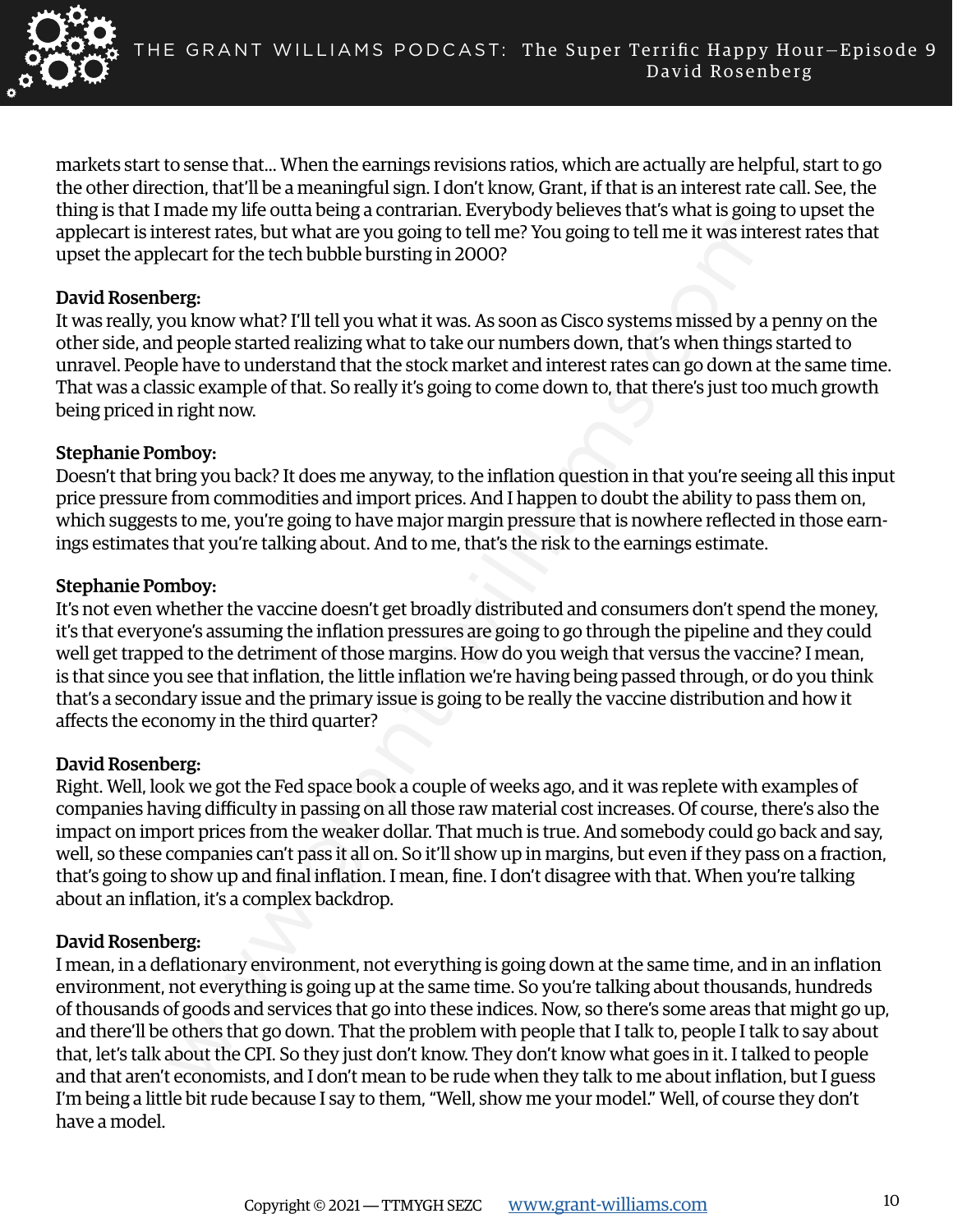markets start to sense that... When the earnings revisions ratios, which are actually are helpful, start to go the other direction, that'll be a meaningful sign. I don't know, Grant, if that is an interest rate call. See, the thing is that I made my life outta being a contrarian. Everybody believes that's what is going to upset the applecart is interest rates, but what are you going to tell me? You going to tell me it was interest rates that upset the applecart for the tech bubble bursting in 2000?

**David Rosenberg:**
It was really, you know what? I'll tell you what it was. As soon as Cisco systems missed by a penny on the other side, and people started realizing what to take our numbers down, that's when things started to unravel. People have to understand that the stock market and interest rates can go down at the same time. That was a classic example of that. So really it's going to come down to, that there's just too much growth being priced in right now.

**Stephanie Pomboy:**
Doesn't that bring you back? It does me anyway, to the inflation question in that you're seeing all this input price pressure from commodities and import prices. And I happen to doubt the ability to pass them on, which suggests to me, you're going to have major margin pressure that is nowhere reflected in those earnings estimates that you're talking about. And to me, that's the risk to the earnings estimate.

**Stephanie Pomboy:**
It's not even whether the vaccine doesn't get broadly distributed and consumers don't spend the money, it's that everyone's assuming the inflation pressures are going to go through the pipeline and they could well get trapped to the detriment of those margins. How do you weigh that versus the vaccine? I mean, is that since you see that inflation, the little inflation we're having being passed through, or do you think that's a secondary issue and the primary issue is going to be really the vaccine distribution and how it affects the economy in the third quarter?

**David Rosenberg:**
Right. Well, look we got the Fed space book a couple of weeks ago, and it was replete with examples of companies having difficulty in passing on all those raw material cost increases. Of course, there's also the impact on import prices from the weaker dollar. That much is true. And somebody could go back and say, well, so these companies can't pass it all on. So it'll show up in margins, but even if they pass on a fraction, that's going to show up and final inflation. I mean, fine. I don't disagree with that. When you're talking about an inflation, it's a complex backdrop.

**David Rosenberg:**
I mean, in a deflationary environment, not everything is going down at the same time, and in an inflation environment, not everything is going up at the same time. So you're talking about thousands, hundreds of thousands of goods and services that go into these indices. Now, so there's some areas that might go up, and there'll be others that go down. That the problem with people that I talk to, people I talk to say about that, let's talk about the CPI. So they just don't know. They don't know what goes in it. I talked to people and that aren't economists, and I don't mean to be rude when they talk to me about inflation, but I guess I'm being a little bit rude because I say to them, "Well, show me your model." Well, of course they don't have a model.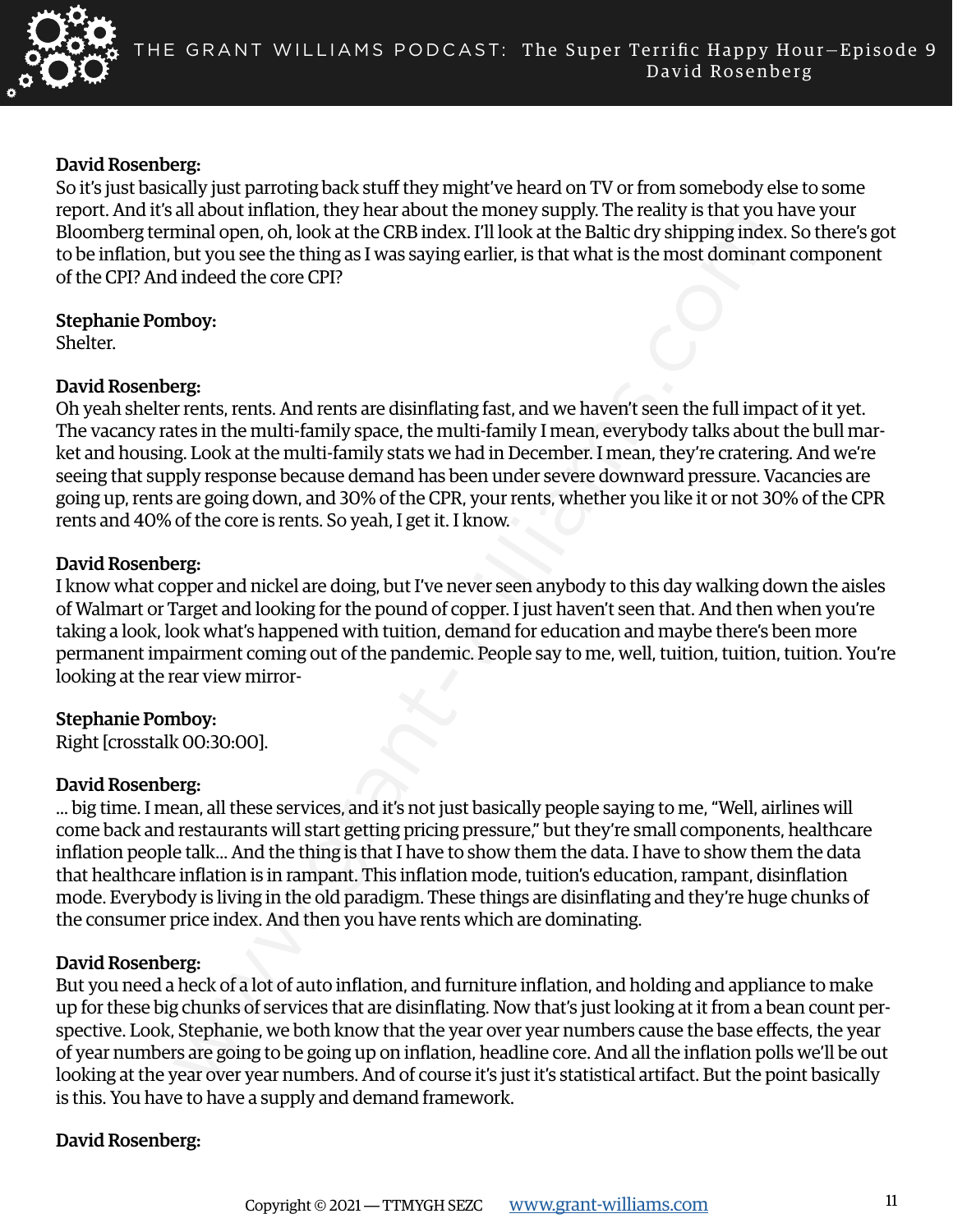**David Rosenberg:**
So it's just basically just parroting back stuff they might've heard on TV or from somebody else to some report. And it's all about inflation, they hear about the money supply. The reality is that you have your Bloomberg terminal open, oh, look at the CRB index. I'll look at the Baltic dry shipping index. So there's got to be inflation, but you see the thing as I was saying earlier, is that what is the most dominant component of the CPI? And indeed the core CPI?

**Stephanie Pomboy:**
Shelter.

**David Rosenberg:**
Oh yeah shelter rents, rents. And rents are disinflating fast, and we haven't seen the full impact of it yet. The vacancy rates in the multi-family space, the multi-family I mean, everybody talks about the bull market and housing. Look at the multi-family stats we had in December. I mean, they're cratering. And we're seeing that supply response because demand has been under severe downward pressure. Vacancies are going up, rents are going down, and 30% of the CPR, your rents, whether you like it or not 30% of the CPR rents and 40% of the core is rents. So yeah, I get it. I know.

**David Rosenberg:**
I know what copper and nickel are doing, but I've never seen anybody to this day walking down the aisles of Walmart or Target and looking for the pound of copper. I just haven't seen that. And then when you're taking a look, look what's happened with tuition, demand for education and maybe there's been more permanent impairment coming out of the pandemic. People say to me, well, tuition, tuition, tuition. You're looking at the rear view mirror-

**Stephanie Pomboy:**
Right [crosstalk 00:30:00].

**David Rosenberg:**
... big time. I mean, all these services, and it's not just basically people saying to me, "Well, airlines will come back and restaurants will start getting pricing pressure," but they're small components, healthcare inflation people talk... And the thing is that I have to show them the data. I have to show them the data that healthcare inflation is in rampant. This inflation mode, tuition's education, rampant, disinflation mode. Everybody is living in the old paradigm. These things are disinflating and they're huge chunks of the consumer price index. And then you have rents which are dominating.

**David Rosenberg:**
But you need a heck of a lot of auto inflation, and furniture inflation, and holding and appliance to make up for these big chunks of services that are disinflating. Now that's just looking at it from a bean count perspective. Look, Stephanie, we both know that the year over year numbers cause the base effects, the year of year numbers are going to be going up on inflation, headline core. And all the inflation polls we'll be out looking at the year over year numbers. And of course it's just it's statistical artifact. But the point basically is this. You have to have a supply and demand framework.

**David Rosenberg:**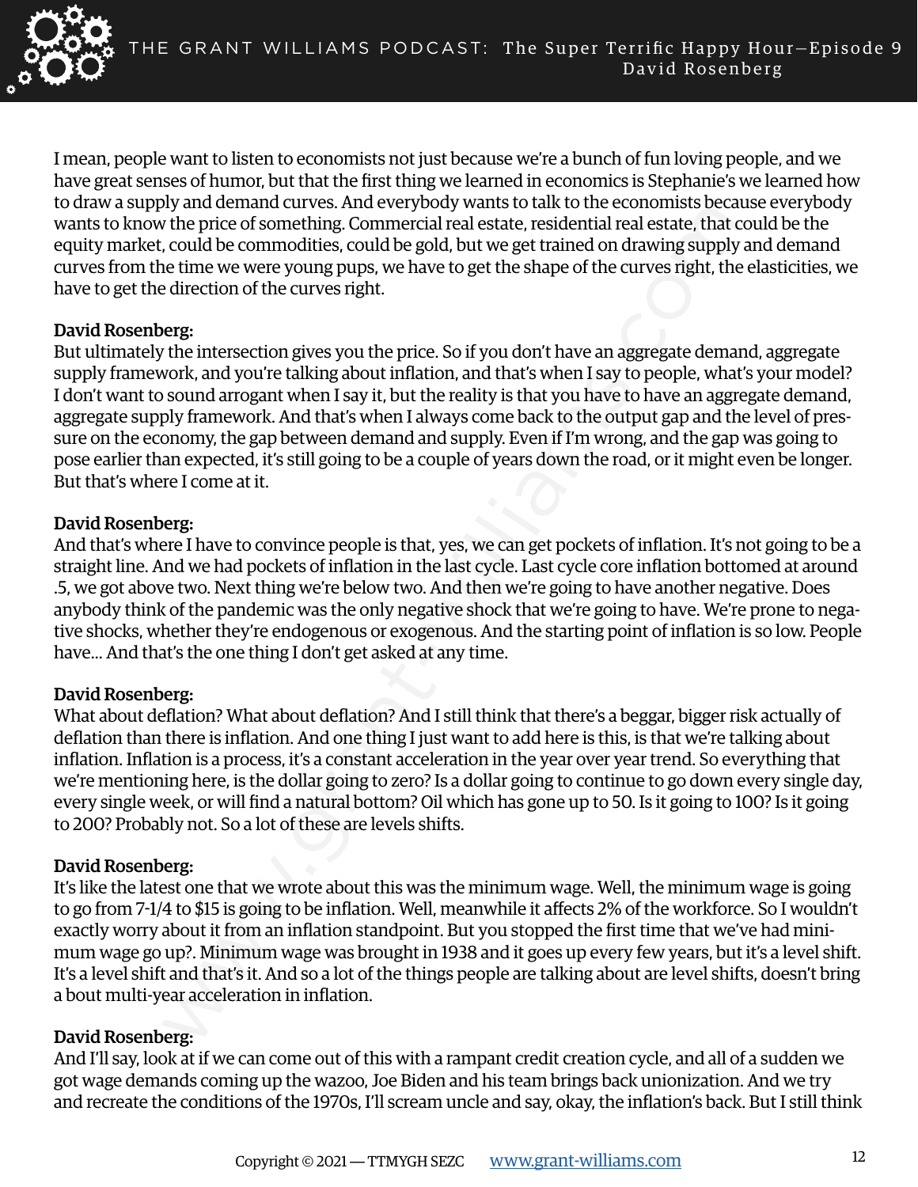I mean, people want to listen to economists not just because we're a bunch of fun loving people, and we have great senses of humor, but that the first thing we learned in economics is Stephanie's we learned how to draw a supply and demand curves. And everybody wants to talk to the economists because everybody wants to know the price of something. Commercial real estate, residential real estate, that could be the equity market, could be commodities, could be gold, but we get trained on drawing supply and demand curves from the time we were young pups, we have to get the shape of the curves right, the elasticities, we have to get the direction of the curves right.

**David Rosenberg:**
But ultimately the intersection gives you the price. So if you don't have an aggregate demand, aggregate supply framework, and you're talking about inflation, and that's when I say to people, what's your model? I don't want to sound arrogant when I say it, but the reality is that you have to have an aggregate demand, aggregate supply framework. And that's when I always come back to the output gap and the level of pressure on the economy, the gap between demand and supply. Even if I'm wrong, and the gap was going to pose earlier than expected, it's still going to be a couple of years down the road, or it might even be longer. But that's where I come at it.

**David Rosenberg:**
And that's where I have to convince people is that, yes, we can get pockets of inflation. It's not going to be a straight line. And we had pockets of inflation in the last cycle. Last cycle core inflation bottomed at around .5, we got above two. Next thing we're below two. And then we're going to have another negative. Does anybody think of the pandemic was the only negative shock that we're going to have. We're prone to negative shocks, whether they're endogenous or exogenous. And the starting point of inflation is so low. People have... And that's the one thing I don't get asked at any time.

**David Rosenberg:**
What about deflation? What about deflation? And I still think that there's a beggar, bigger risk actually of deflation than there is inflation. And one thing I just want to add here is this, is that we're talking about inflation. Inflation is a process, it's a constant acceleration in the year over year trend. So everything that we're mentioning here, is the dollar going to zero? Is a dollar going to continue to go down every single day, every single week, or will find a natural bottom? Oil which has gone up to 50. Is it going to 100? Is it going to 200? Probably not. So a lot of these are levels shifts.

**David Rosenberg:**
It's like the latest one that we wrote about this was the minimum wage. Well, the minimum wage is going to go from 7-1/4 to $15 is going to be inflation. Well, meanwhile it affects 2% of the workforce. So I wouldn't exactly worry about it from an inflation standpoint. But you stopped the first time that we've had minimum wage go up?. Minimum wage was brought in 1938 and it goes up every few years, but it's a level shift. It's a level shift and that's it. And so a lot of the things people are talking about are level shifts, doesn't bring a bout multi-year acceleration in inflation.

**David Rosenberg:**
And I'll say, look at if we can come out of this with a rampant credit creation cycle, and all of a sudden we got wage demands coming up the wazoo, Joe Biden and his team brings back unionization. And we try and recreate the conditions of the 1970s, I'll scream uncle and say, okay, the inflation's back. But I still think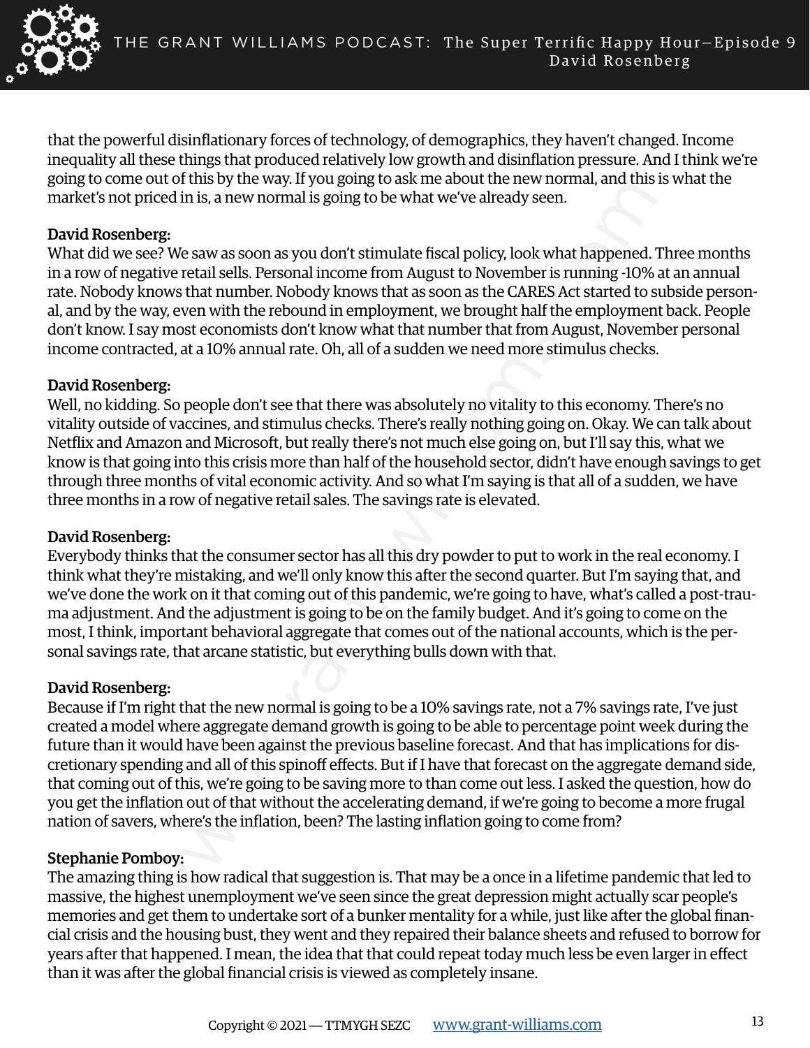that the powerful disinflationary forces of technology, of demographics, they haven't changed. Income inequality all these things that produced relatively low growth and disinflation pressure. And I think we're going to come out of this by the way. If you going to ask me about the new normal, and this is what the market's not priced in is, a new normal is going to be what we've already seen.

**David Rosenberg:**
What did we see? We saw as soon as you don't stimulate fiscal policy, look what happened. Three months in a row of negative retail sells. Personal income from August to November is running -10% at an annual rate. Nobody knows that number. Nobody knows that as soon as the CARES Act started to subside personal, and by the way, even with the rebound in employment, we brought half the employment back. People don't know. I say most economists don't know what that number that from August, November personal income contracted, at a 10% annual rate. Oh, all of a sudden we need more stimulus checks.

**David Rosenberg:**
Well, no kidding. So people don't see that there was absolutely no vitality to this economy. There's no vitality outside of vaccines, and stimulus checks. There's really nothing going on. Okay. We can talk about Netflix and Amazon and Microsoft, but really there's not much else going on, but I'll say this, what we know is that going into this crisis more than half of the household sector, didn't have enough savings to get through three months of vital economic activity. And so what I'm saying is that all of a sudden, we have three months in a row of negative retail sales. The savings rate is elevated.

**David Rosenberg:**
Everybody thinks that the consumer sector has all this dry powder to put to work in the real economy. I think what they're mistaking, and we'll only know this after the second quarter. But I'm saying that, and we've done the work on it that coming out of this pandemic, we're going to have, what's called a post-trauma adjustment. And the adjustment is going to be on the family budget. And it's going to come on the most, I think, important behavioral aggregate that comes out of the national accounts, which is the personal savings rate, that arcane statistic, but everything bulls down with that.

**David Rosenberg:**
Because if I'm right that the new normal is going to be a 10% savings rate, not a 7% savings rate, I've just created a model where aggregate demand growth is going to be able to percentage point week during the future than it would have been against the previous baseline forecast. And that has implications for discretionary spending and all of this spinoff effects. But if I have that forecast on the aggregate demand side, that coming out of this, we're going to be saving more to than come out less. I asked the question, how do you get the inflation out of that without the accelerating demand, if we're going to become a more frugal nation of savers, where's the inflation, been? The lasting inflation going to come from?

**Stephanie Pomboy:**
The amazing thing is how radical that suggestion is. That may be a once in a lifetime pandemic that led to massive, the highest unemployment we've seen since the great depression might actually scar people's memories and get them to undertake sort of a bunker mentality for a while, just like after the global financial crisis and the housing bust, they went and they repaired their balance sheets and refused to borrow for years after that happened. I mean, the idea that that could repeat today much less be even larger in effect than it was after the global financial crisis is viewed as completely insane.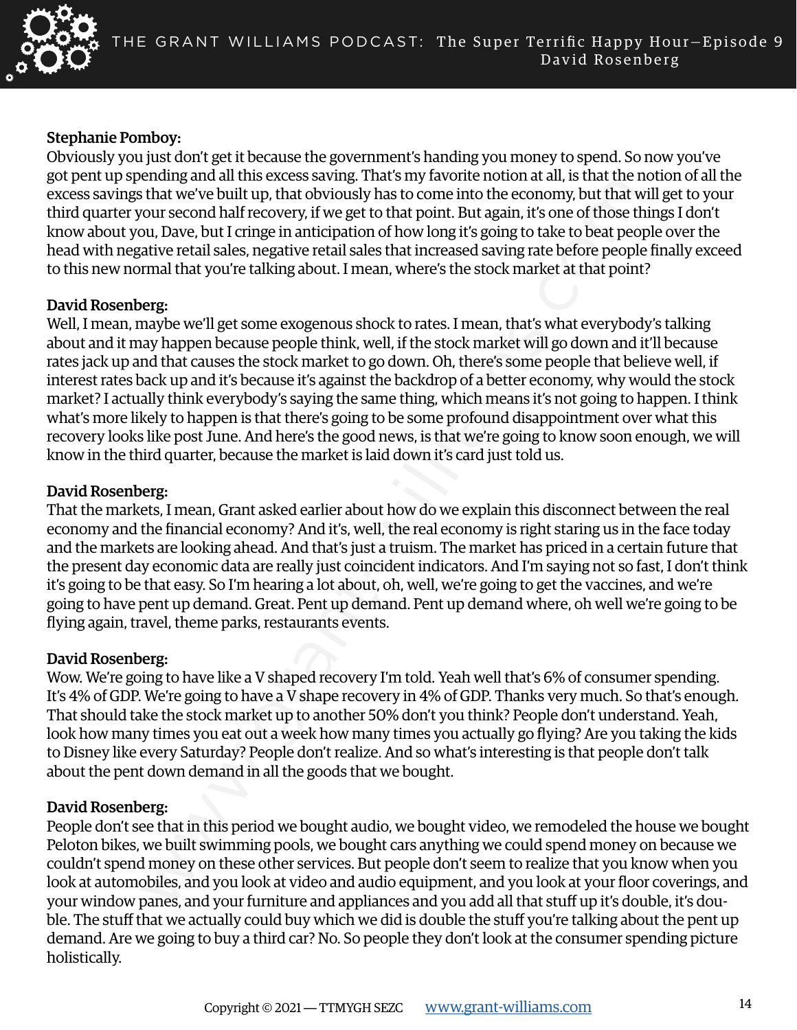**Stephanie Pomboy:**
Obviously you just don't get it because the government's handing you money to spend. So now you've got pent up spending and all this excess saving. That's my favorite notion at all, is that the notion of all the excess savings that we've built up, that obviously has to come into the economy, but that will get to your third quarter your second half recovery, if we get to that point. But again, it's one of those things I don't know about you, Dave, but I cringe in anticipation of how long it's going to take to beat people over the head with negative retail sales, negative retail sales that increased saving rate before people finally exceed to this new normal that you're talking about. I mean, where's the stock market at that point?

**David Rosenberg:**
Well, I mean, maybe we'll get some exogenous shock to rates. I mean, that's what everybody's talking about and it may happen because people think, well, if the stock market will go down and it'll because rates jack up and that causes the stock market to go down. Oh, there's some people that believe well, if interest rates back up and it's because it's against the backdrop of a better economy, why would the stock market? I actually think everybody's saying the same thing, which means it's not going to happen. I think what's more likely to happen is that there's going to be some profound disappointment over what this recovery looks like post June. And here's the good news, is that we're going to know soon enough, we will know in the third quarter, because the market is laid down it's card just told us.

**David Rosenberg:**
That the markets, I mean, Grant asked earlier about how do we explain this disconnect between the real economy and the financial economy? And it's, well, the real economy is right staring us in the face today and the markets are looking ahead. And that's just a truism. The market has priced in a certain future that the present day economic data are really just coincident indicators. And I'm saying not so fast, I don't think it's going to be that easy. So I'm hearing a lot about, oh, well, we're going to get the vaccines, and we're going to have pent up demand. Great. Pent up demand. Pent up demand where, oh well we're going to be flying again, travel, theme parks, restaurants events.

**David Rosenberg:**
Wow. We're going to have like a V shaped recovery I'm told. Yeah well that's 6% of consumer spending. It's 4% of GDP. We're going to have a V shape recovery in 4% of GDP. Thanks very much. So that's enough. That should take the stock market up to another 50% don't you think? People don't understand. Yeah, look how many times you eat out a week how many times you actually go flying? Are you taking the kids to Disney like every Saturday? People don't realize. And so what's interesting is that people don't talk about the pent down demand in all the goods that we bought.

**David Rosenberg:**
People don't see that in this period we bought audio, we bought video, we remodeled the house we bought Peloton bikes, we built swimming pools, we bought cars anything we could spend money on because we couldn't spend money on these other services. But people don't seem to realize that you know when you look at automobiles, and you look at video and audio equipment, and you look at your floor coverings, and your window panes, and your furniture and appliances and you add all that stuff up it's double, it's double. The stuff that we actually could buy which we did is double the stuff you're talking about the pent up demand. Are we going to buy a third car? No. So people they don't look at the consumer spending picture holistically.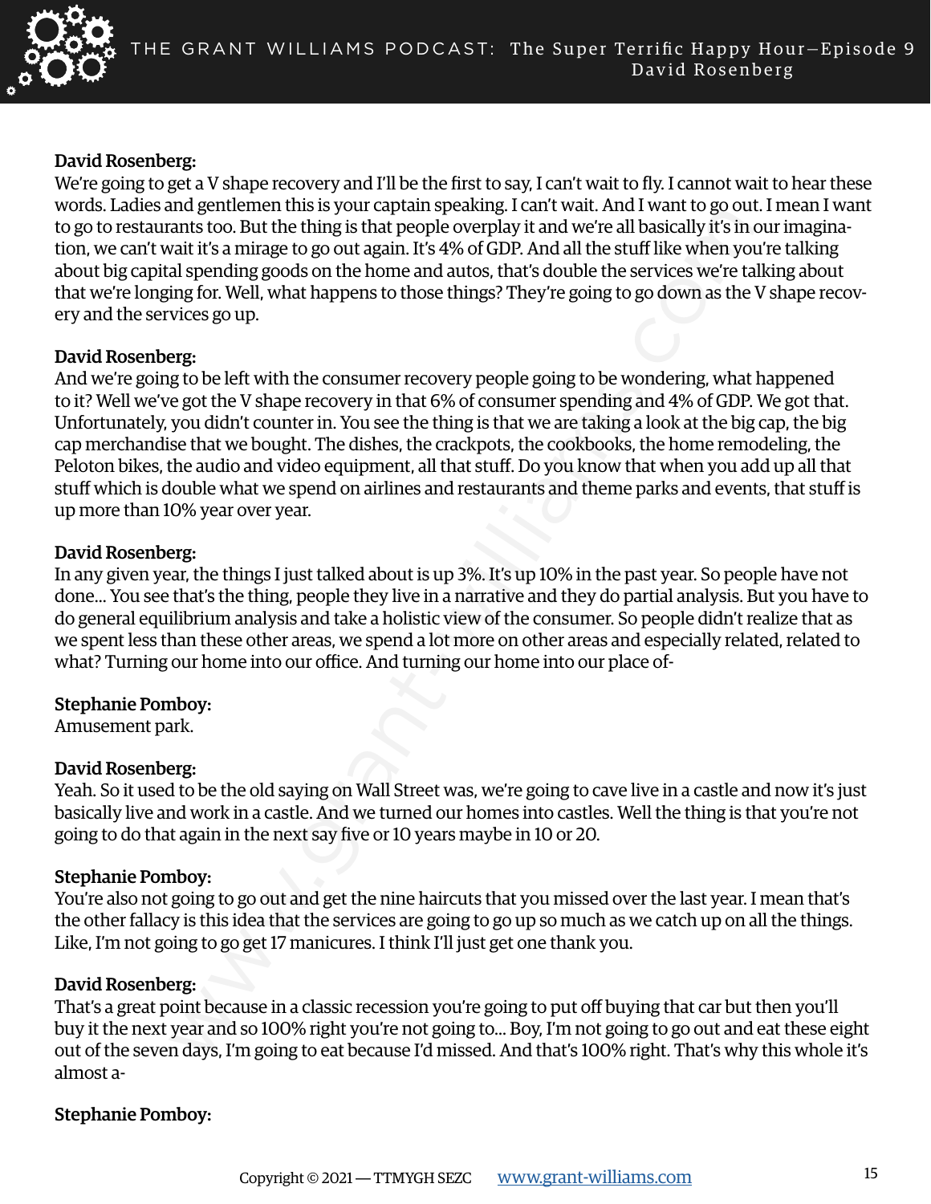**David Rosenberg:**
We're going to get a V shape recovery and I'll be the first to say, I can't wait to fly. I cannot wait to hear these words. Ladies and gentlemen this is your captain speaking. I can't wait. And I want to go out. I mean I want to go to restaurants too. But the thing is that people overplay it and we're all basically it's in our imagination, we can't wait it's a mirage to go out again. It's 4% of GDP. And all the stuff like when you're talking about big capital spending goods on the home and autos, that's double the services we're talking about that we're longing for. Well, what happens to those things? They're going to go down as the V shape recovery and the services go up.

**David Rosenberg:**
And we're going to be left with the consumer recovery people going to be wondering, what happened to it? Well we've got the V shape recovery in that 6% of consumer spending and 4% of GDP. We got that. Unfortunately, you didn't counter in. You see the thing is that we are taking a look at the big cap, the big cap merchandise that we bought. The dishes, the crackpots, the cookbooks, the home remodeling, the Peloton bikes, the audio and video equipment, all that stuff. Do you know that when you add up all that stuff which is double what we spend on airlines and restaurants and theme parks and events, that stuff is up more than 10% year over year.

**David Rosenberg:**
In any given year, the things I just talked about is up 3%. It's up 10% in the past year. So people have not done... You see that's the thing, people they live in a narrative and they do partial analysis. But you have to do general equilibrium analysis and take a holistic view of the consumer. So people didn't realize that as we spent less than these other areas, we spend a lot more on other areas and especially related, related to what? Turning our home into our office. And turning our home into our place of-

**Stephanie Pomboy:**
Amusement park.

**David Rosenberg:**
Yeah. So it used to be the old saying on Wall Street was, we're going to cave live in a castle and now it's just basically live and work in a castle. And we turned our homes into castles. Well the thing is that you're not going to do that again in the next say five or 10 years maybe in 10 or 20.

**Stephanie Pomboy:**
You're also not going to go out and get the nine haircuts that you missed over the last year. I mean that's the other fallacy is this idea that the services are going to go up so much as we catch up on all the things. Like, I'm not going to go get 17 manicures. I think I'll just get one thank you.

**David Rosenberg:**
That's a great point because in a classic recession you're going to put off buying that car but then you'll buy it the next year and so 100% right you're not going to... Boy, I'm not going to go out and eat these eight out of the seven days, I'm going to eat because I'd missed. And that's 100% right. That's why this whole it's almost a-

**Stephanie Pomboy:**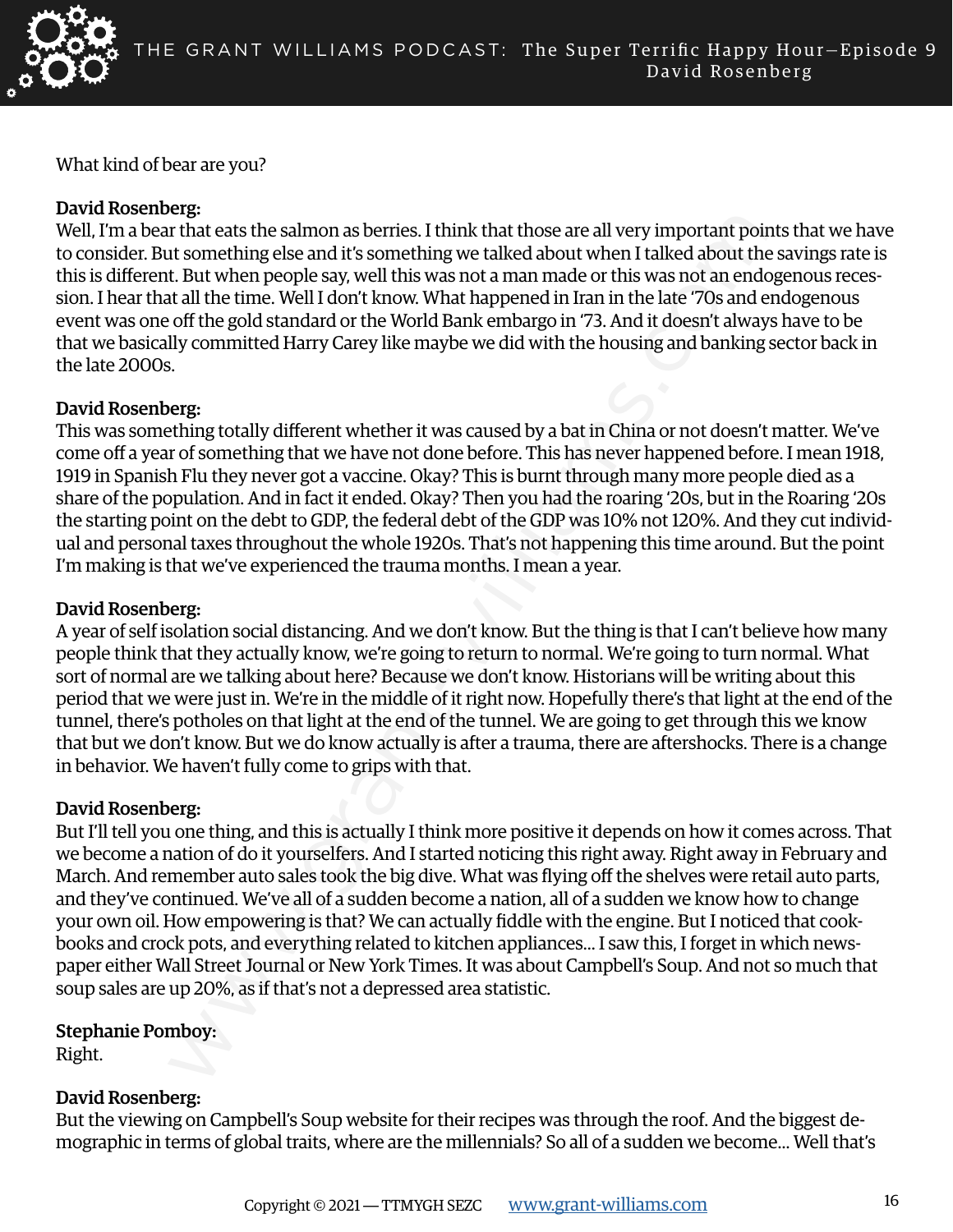What kind of bear are you?

**David Rosenberg:**
Well, I'm a bear that eats the salmon as berries. I think that those are all very important points that we have to consider. But something else and it's something we talked about when I talked about the savings rate is this is different. But when people say, well this was not a man made or this was not an endogenous recession. I hear that all the time. Well I don't know. What happened in Iran in the late '70s and endogenous event was one off the gold standard or the World Bank embargo in '73. And it doesn't always have to be that we basically committed Harry Carey like maybe we did with the housing and banking sector back in the late 2000s.

**David Rosenberg:**
This was something totally different whether it was caused by a bat in China or not doesn't matter. We've come off a year of something that we have not done before. This has never happened before. I mean 1918, 1919 in Spanish Flu they never got a vaccine. Okay? This is burnt through many more people died as a share of the population. And in fact it ended. Okay? Then you had the roaring '20s, but in the Roaring '20s the starting point on the debt to GDP, the federal debt of the GDP was 10% not 120%. And they cut individual and personal taxes throughout the whole 1920s. That's not happening this time around. But the point I'm making is that we've experienced the trauma months. I mean a year.

**David Rosenberg:**
A year of self isolation social distancing. And we don't know. But the thing is that I can't believe how many people think that they actually know, we're going to return to normal. We're going to turn normal. What sort of normal are we talking about here? Because we don't know. Historians will be writing about this period that we were just in. We're in the middle of it right now. Hopefully there's that light at the end of the tunnel, there's potholes on that light at the end of the tunnel. We are going to get through this we know that but we don't know. But we do know actually is after a trauma, there are aftershocks. There is a change in behavior. We haven't fully come to grips with that.

**David Rosenberg:**
But I'll tell you one thing, and this is actually I think more positive it depends on how it comes across. That we become a nation of do it yourselfers. And I started noticing this right away. Right away in February and March. And remember auto sales took the big dive. What was flying off the shelves were retail auto parts, and they've continued. We've all of a sudden become a nation, all of a sudden we know how to change your own oil. How empowering is that? We can actually fiddle with the engine. But I noticed that cookbooks and crock pots, and everything related to kitchen appliances… I saw this, I forget in which newspaper either Wall Street Journal or New York Times. It was about Campbell's Soup. And not so much that soup sales are up 20%, as if that's not a depressed area statistic.

**Stephanie Pomboy:**
Right.

**David Rosenberg:**
But the viewing on Campbell's Soup website for their recipes was through the roof. And the biggest demographic in terms of global traits, where are the millennials? So all of a sudden we become… Well that's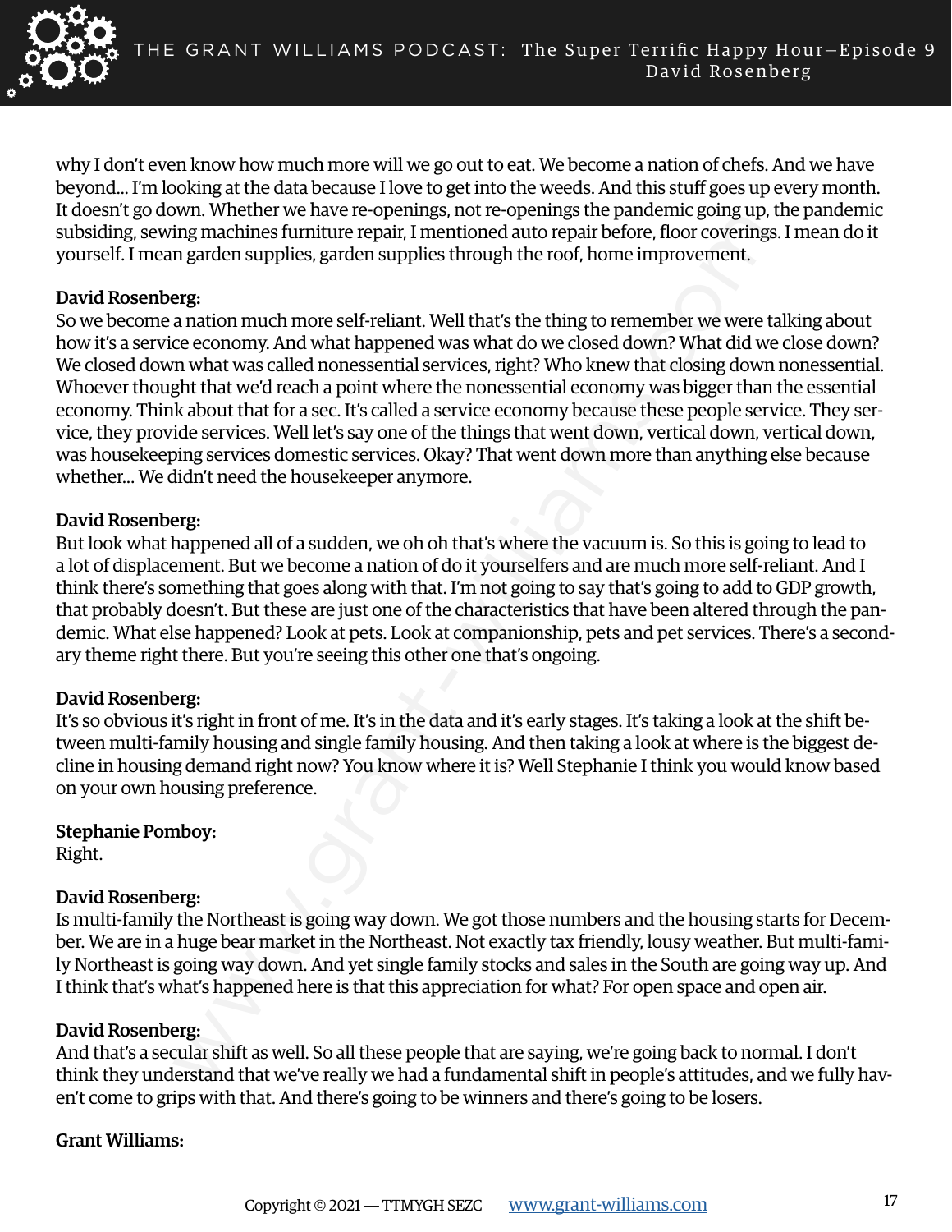why I don't even know how much more will we go out to eat. We become a nation of chefs. And we have beyond... I'm looking at the data because I love to get into the weeds. And this stuff goes up every month. It doesn't go down. Whether we have re-openings, not re-openings the pandemic going up, the pandemic subsiding, sewing machines furniture repair, I mentioned auto repair before, floor coverings. I mean do it yourself. I mean garden supplies, garden supplies through the roof, home improvement.

**David Rosenberg:**
So we become a nation much more self-reliant. Well that's the thing to remember we were talking about how it's a service economy. And what happened was what do we closed down? What did we close down? We closed down what was called nonessential services, right? Who knew that closing down nonessential. Whoever thought that we'd reach a point where the nonessential economy was bigger than the essential economy. Think about that for a sec. It's called a service economy because these people service. They service, they provide services. Well let's say one of the things that went down, vertical down, vertical down, was housekeeping services domestic services. Okay? That went down more than anything else because whether... We didn't need the housekeeper anymore.

**David Rosenberg:**
But look what happened all of a sudden, we oh oh that's where the vacuum is. So this is going to lead to a lot of displacement. But we become a nation of do it yourselfers and are much more self-reliant. And I think there's something that goes along with that. I'm not going to say that's going to add to GDP growth, that probably doesn't. But these are just one of the characteristics that have been altered through the pandemic. What else happened? Look at pets. Look at companionship, pets and pet services. There's a secondary theme right there. But you're seeing this other one that's ongoing.

**David Rosenberg:**
It's so obvious it's right in front of me. It's in the data and it's early stages. It's taking a look at the shift between multi-family housing and single family housing. And then taking a look at where is the biggest decline in housing demand right now? You know where it is? Well Stephanie I think you would know based on your own housing preference.

**Stephanie Pomboy:**
Right.

**David Rosenberg:**
Is multi-family the Northeast is going way down. We got those numbers and the housing starts for December. We are in a huge bear market in the Northeast. Not exactly tax friendly, lousy weather. But multi-family Northeast is going way down. And yet single family stocks and sales in the South are going way up. And I think that's what's happened here is that this appreciation for what? For open space and open air.

**David Rosenberg:**
And that's a secular shift as well. So all these people that are saying, we're going back to normal. I don't think they understand that we've really we had a fundamental shift in people's attitudes, and we fully haven't come to grips with that. And there's going to be winners and there's going to be losers.

**Grant Williams:**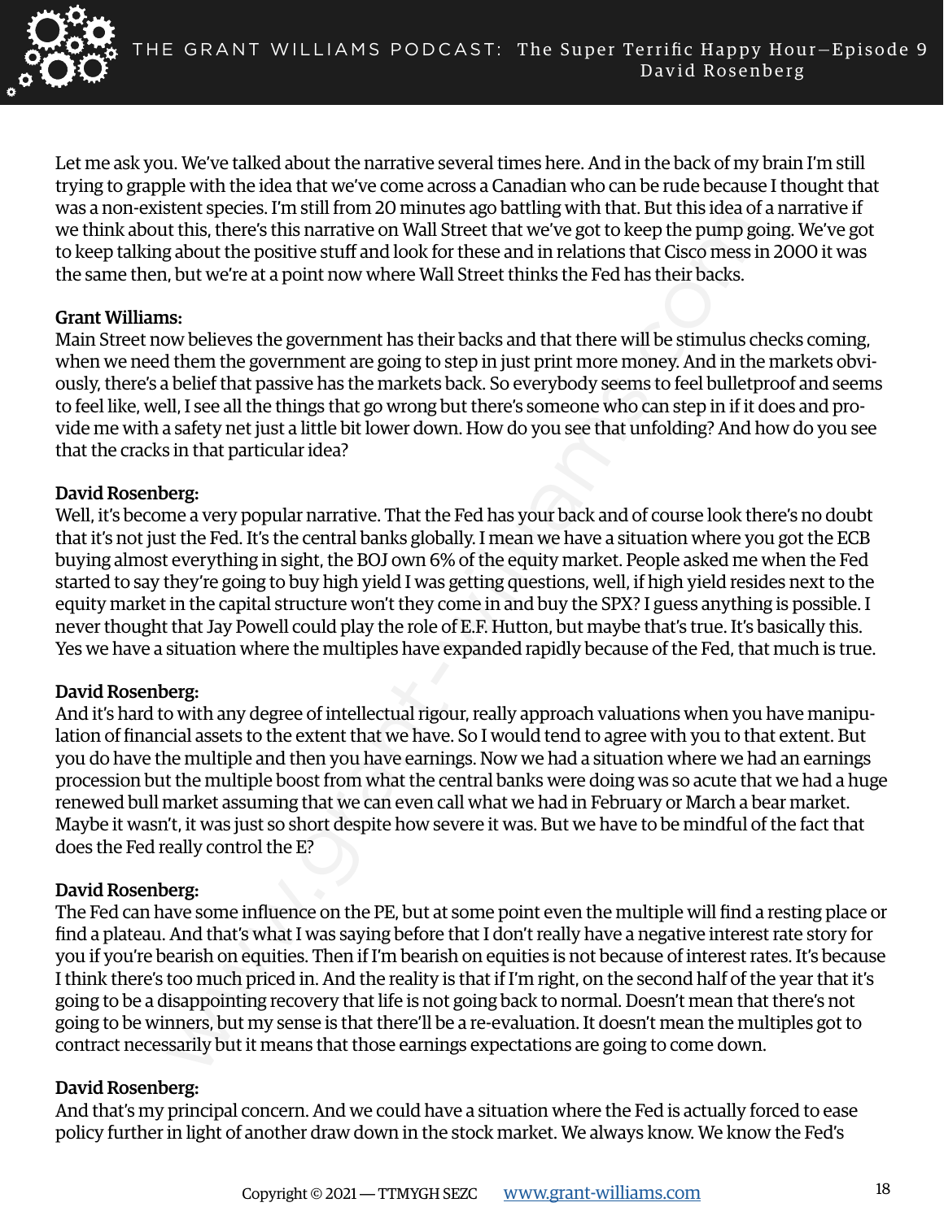Let me ask you. We've talked about the narrative several times here. And in the back of my brain I'm still trying to grapple with the idea that we've come across a Canadian who can be rude because I thought that was a non-existent species. I'm still from 20 minutes ago battling with that. But this idea of a narrative if we think about this, there's this narrative on Wall Street that we've got to keep the pump going. We've got to keep talking about the positive stuff and look for these and in relations that Cisco mess in 2000 it was the same then, but we're at a point now where Wall Street thinks the Fed has their backs.

**Grant Williams:**
Main Street now believes the government has their backs and that there will be stimulus checks coming, when we need them the government are going to step in just print more money. And in the markets obviously, there's a belief that passive has the markets back. So everybody seems to feel bulletproof and seems to feel like, well, I see all the things that go wrong but there's someone who can step in if it does and provide me with a safety net just a little bit lower down. How do you see that unfolding? And how do you see that the cracks in that particular idea?

**David Rosenberg:**
Well, it's become a very popular narrative. That the Fed has your back and of course look there's no doubt that it's not just the Fed. It's the central banks globally. I mean we have a situation where you got the ECB buying almost everything in sight, the BOJ own 6% of the equity market. People asked me when the Fed started to say they're going to buy high yield I was getting questions, well, if high yield resides next to the equity market in the capital structure won't they come in and buy the SPX? I guess anything is possible. I never thought that Jay Powell could play the role of E.F. Hutton, but maybe that's true. It's basically this. Yes we have a situation where the multiples have expanded rapidly because of the Fed, that much is true.

**David Rosenberg:**
And it's hard to with any degree of intellectual rigour, really approach valuations when you have manipulation of financial assets to the extent that we have. So I would tend to agree with you to that extent. But you do have the multiple and then you have earnings. Now we had a situation where we had an earnings procession but the multiple boost from what the central banks were doing was so acute that we had a huge renewed bull market assuming that we can even call what we had in February or March a bear market. Maybe it wasn't, it was just so short despite how severe it was. But we have to be mindful of the fact that does the Fed really control the E?

**David Rosenberg:**
The Fed can have some influence on the PE, but at some point even the multiple will find a resting place or find a plateau. And that's what I was saying before that I don't really have a negative interest rate story for you if you're bearish on equities. Then if I'm bearish on equities is not because of interest rates. It's because I think there's too much priced in. And the reality is that if I'm right, on the second half of the year that it's going to be a disappointing recovery that life is not going back to normal. Doesn't mean that there's not going to be winners, but my sense is that there'll be a re-evaluation. It doesn't mean the multiples got to contract necessarily but it means that those earnings expectations are going to come down.

**David Rosenberg:**
And that's my principal concern. And we could have a situation where the Fed is actually forced to ease policy further in light of another draw down in the stock market. We always know. We know the Fed's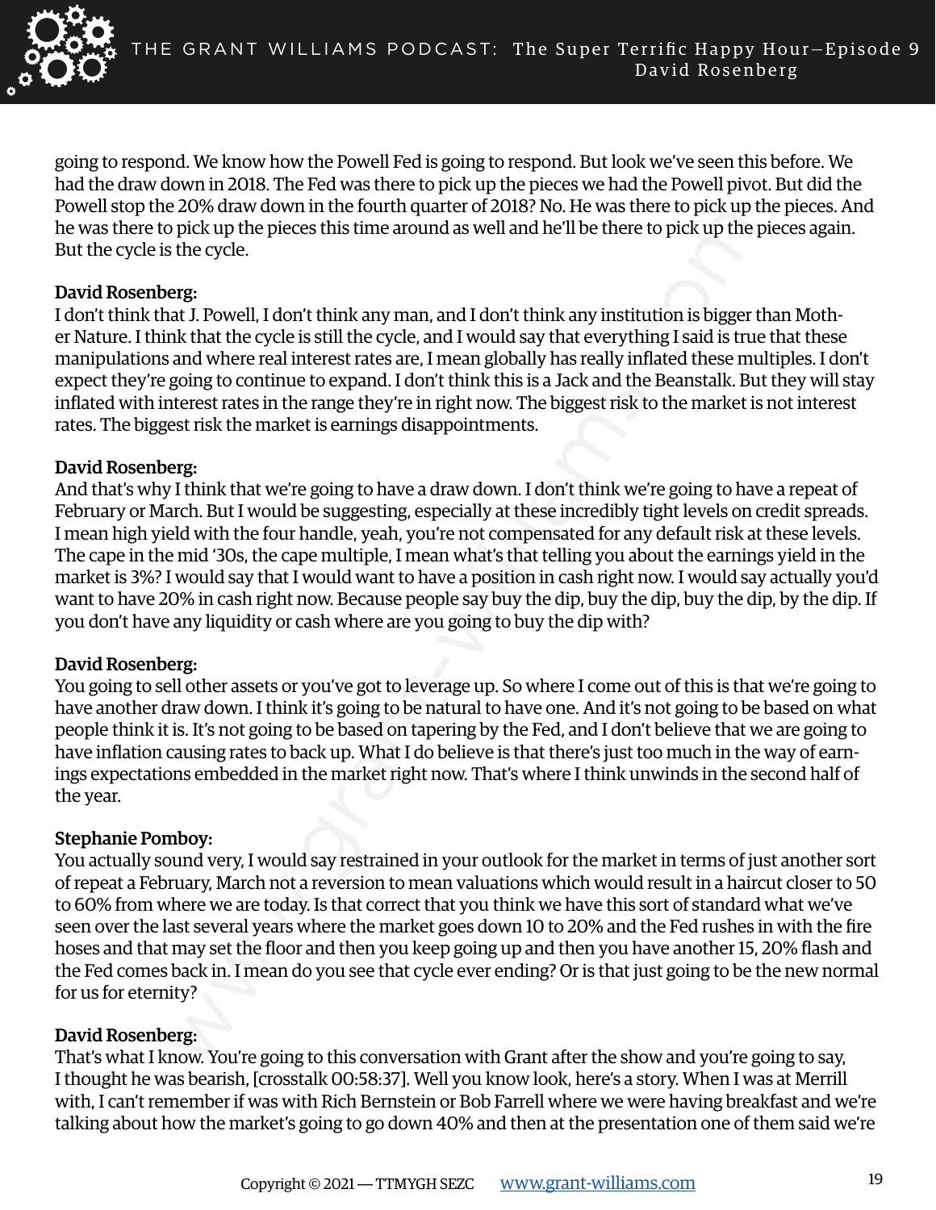going to respond. We know how the Powell Fed is going to respond. But look we've seen this before. We had the draw down in 2018. The Fed was there to pick up the pieces we had the Powell pivot. But did the Powell stop the 20% draw down in the fourth quarter of 2018? No. He was there to pick up the pieces. And he was there to pick up the pieces this time around as well and he'll be there to pick up the pieces again. But the cycle is the cycle.

**David Rosenberg:**
I don't think that J. Powell, I don't think any man, and I don't think any institution is bigger than Mother Nature. I think that the cycle is still the cycle, and I would say that everything I said is true that these manipulations and where real interest rates are, I mean globally has really inflated these multiples. I don't expect they're going to continue to expand. I don't think this is a Jack and the Beanstalk. But they will stay inflated with interest rates in the range they're in right now. The biggest risk to the market is not interest rates. The biggest risk the market is earnings disappointments.

**David Rosenberg:**
And that's why I think that we're going to have a draw down. I don't think we're going to have a repeat of February or March. But I would be suggesting, especially at these incredibly tight levels on credit spreads. I mean high yield with the four handle, yeah, you're not compensated for any default risk at these levels. The cape in the mid '30s, the cape multiple, I mean what's that telling you about the earnings yield in the market is 3%? I would say that I would want to have a position in cash right now. I would say actually you'd want to have 20% in cash right now. Because people say buy the dip, buy the dip, buy the dip, by the dip. If you don't have any liquidity or cash where are you going to buy the dip with?

**David Rosenberg:**
You going to sell other assets or you've got to leverage up. So where I come out of this is that we're going to have another draw down. I think it's going to be natural to have one. And it's not going to be based on what people think it is. It's not going to be based on tapering by the Fed, and I don't believe that we are going to have inflation causing rates to back up. What I do believe is that there's just too much in the way of earnings expectations embedded in the market right now. That's where I think unwinds in the second half of the year.

**Stephanie Pomboy:**
You actually sound very, I would say restrained in your outlook for the market in terms of just another sort of repeat a February, March not a reversion to mean valuations which would result in a haircut closer to 50 to 60% from where we are today. Is that correct that you think we have this sort of standard what we've seen over the last several years where the market goes down 10 to 20% and the Fed rushes in with the fire hoses and that may set the floor and then you keep going up and then you have another 15, 20% flash and the Fed comes back in. I mean do you see that cycle ever ending? Or is that just going to be the new normal for us for eternity?

**David Rosenberg:**
That's what I know. You're going to this conversation with Grant after the show and you're going to say, I thought he was bearish, [crosstalk 00:58:37]. Well you know look, here's a story. When I was at Merrill with, I can't remember if was with Rich Bernstein or Bob Farrell where we were having breakfast and we're talking about how the market's going to go down 40% and then at the presentation one of them said we're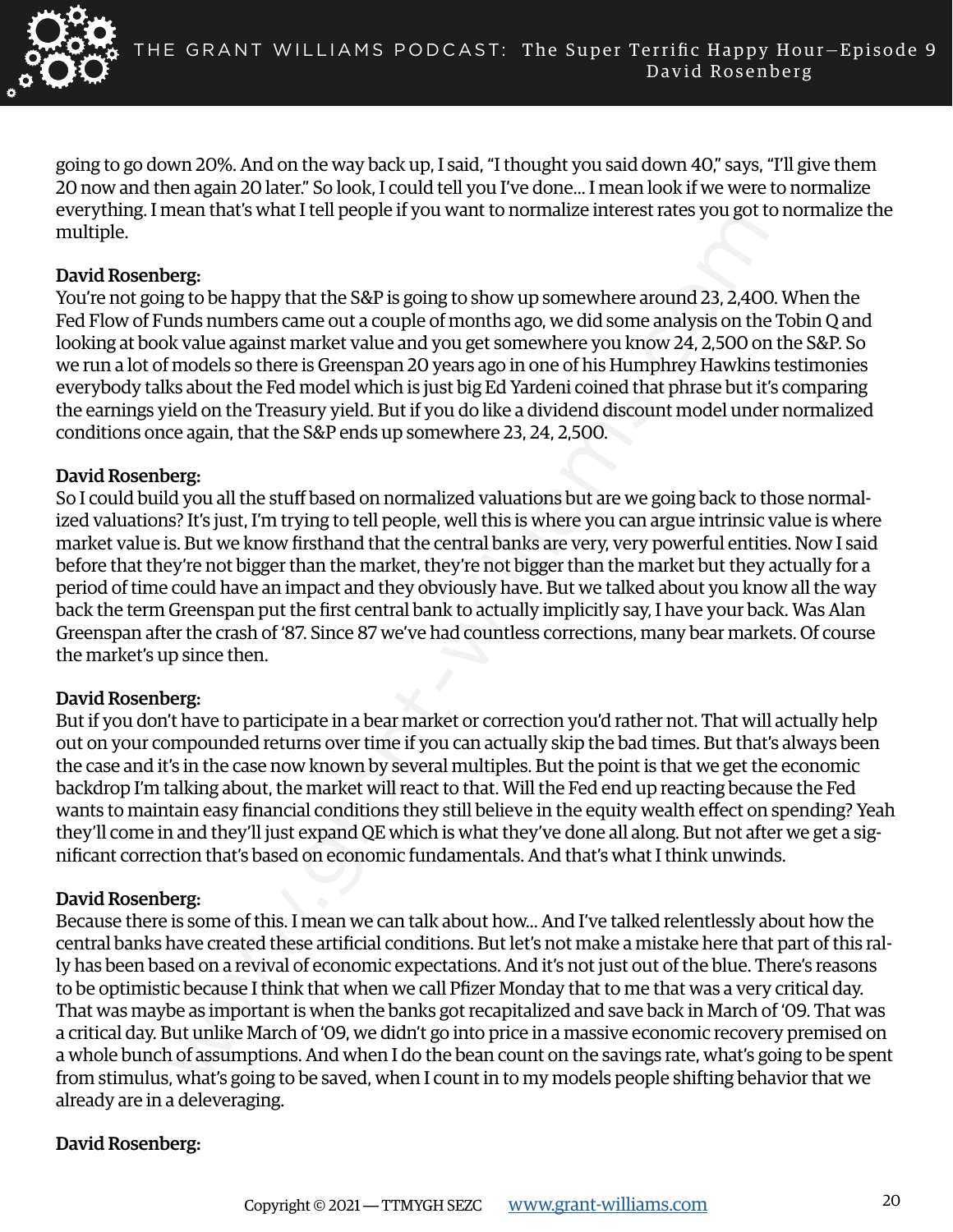going to go down 20%. And on the way back up, I said, "I thought you said down 40," says, "I'll give them 20 now and then again 20 later." So look, I could tell you I've done... I mean look if we were to normalize everything. I mean that's what I tell people if you want to normalize interest rates you got to normalize the multiple.

**David Rosenberg:**
You're not going to be happy that the S&P is going to show up somewhere around 23, 2,400. When the Fed Flow of Funds numbers came out a couple of months ago, we did some analysis on the Tobin Q and looking at book value against market value and you get somewhere you know 24, 2,500 on the S&P. So we run a lot of models so there is Greenspan 20 years ago in one of his Humphrey Hawkins testimonies everybody talks about the Fed model which is just big Ed Yardeni coined that phrase but it's comparing the earnings yield on the Treasury yield. But if you do like a dividend discount model under normalized conditions once again, that the S&P ends up somewhere 23, 24, 2,500.

**David Rosenberg:**
So I could build you all the stuff based on normalized valuations but are we going back to those normalized valuations? It's just, I'm trying to tell people, well this is where you can argue intrinsic value is where market value is. But we know firsthand that the central banks are very, very powerful entities. Now I said before that they're not bigger than the market, they're not bigger than the market but they actually for a period of time could have an impact and they obviously have. But we talked about you know all the way back the term Greenspan put the first central bank to actually implicitly say, I have your back. Was Alan Greenspan after the crash of '87. Since 87 we've had countless corrections, many bear markets. Of course the market's up since then.

**David Rosenberg:**
But if you don't have to participate in a bear market or correction you'd rather not. That will actually help out on your compounded returns over time if you can actually skip the bad times. But that's always been the case and it's in the case now known by several multiples. But the point is that we get the economic backdrop I'm talking about, the market will react to that. Will the Fed end up reacting because the Fed wants to maintain easy financial conditions they still believe in the equity wealth effect on spending? Yeah they'll come in and they'll just expand QE which is what they've done all along. But not after we get a significant correction that's based on economic fundamentals. And that's what I think unwinds.

**David Rosenberg:**
Because there is some of this. I mean we can talk about how... And I've talked relentlessly about how the central banks have created these artificial conditions. But let's not make a mistake here that part of this rally has been based on a revival of economic expectations. And it's not just out of the blue. There's reasons to be optimistic because I think that when we call Pfizer Monday that to me that was a very critical day. That was maybe as important is when the banks got recapitalized and save back in March of '09. That was a critical day. But unlike March of '09, we didn't go into price in a massive economic recovery premised on a whole bunch of assumptions. And when I do the bean count on the savings rate, what's going to be spent from stimulus, what's going to be saved, when I count in to my models people shifting behavior that we already are in a deleveraging.

**David Rosenberg:**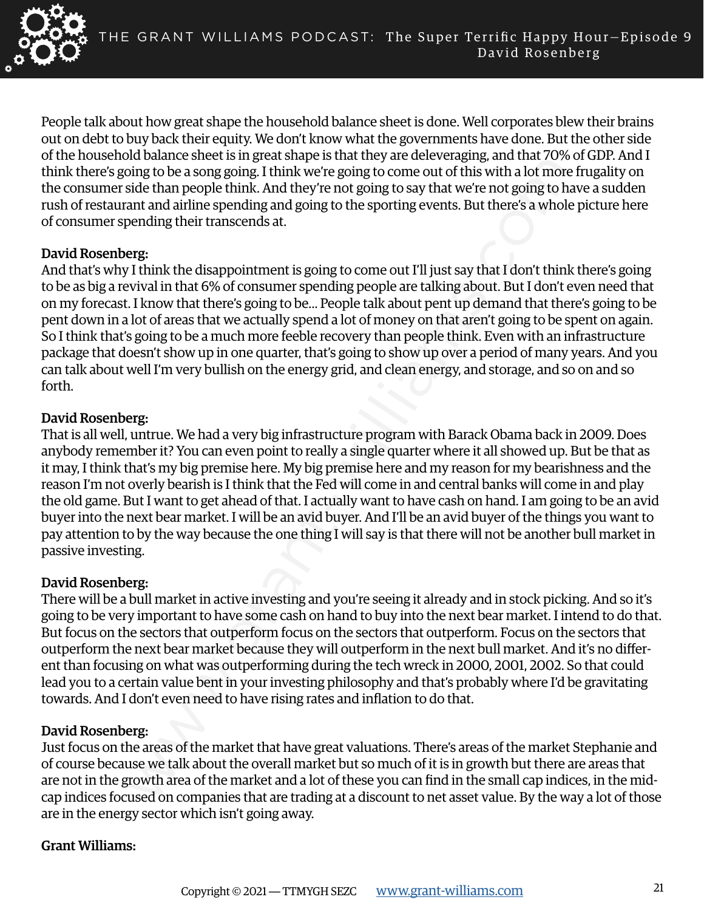People talk about how great shape the household balance sheet is done. Well corporates blew their brains out on debt to buy back their equity. We don't know what the governments have done. But the other side of the household balance sheet is in great shape is that they are deleveraging, and that 70% of GDP. And I think there's going to be a song going. I think we're going to come out of this with a lot more frugality on the consumer side than people think. And they're not going to say that we're not going to have a sudden rush of restaurant and airline spending and going to the sporting events. But there's a whole picture here of consumer spending their transcends at.

**David Rosenberg:**
And that's why I think the disappointment is going to come out I'll just say that I don't think there's going to be as big a revival in that 6% of consumer spending people are talking about. But I don't even need that on my forecast. I know that there's going to be… People talk about pent up demand that there's going to be pent down in a lot of areas that we actually spend a lot of money on that aren't going to be spent on again. So I think that's going to be a much more feeble recovery than people think. Even with an infrastructure package that doesn't show up in one quarter, that's going to show up over a period of many years. And you can talk about well I'm very bullish on the energy grid, and clean energy, and storage, and so on and so forth.

**David Rosenberg:**
That is all well, untrue. We had a very big infrastructure program with Barack Obama back in 2009. Does anybody remember it? You can even point to really a single quarter where it all showed up. But be that as it may, I think that's my big premise here. My big premise here and my reason for my bearishness and the reason I'm not overly bearish is I think that the Fed will come in and central banks will come in and play the old game. But I want to get ahead of that. I actually want to have cash on hand. I am going to be an avid buyer into the next bear market. I will be an avid buyer. And I'll be an avid buyer of the things you want to pay attention to by the way because the one thing I will say is that there will not be another bull market in passive investing.

**David Rosenberg:**
There will be a bull market in active investing and you're seeing it already and in stock picking. And so it's going to be very important to have some cash on hand to buy into the next bear market. I intend to do that. But focus on the sectors that outperform focus on the sectors that outperform. Focus on the sectors that outperform the next bear market because they will outperform in the next bull market. And it's no different than focusing on what was outperforming during the tech wreck in 2000, 2001, 2002. So that could lead you to a certain value bent in your investing philosophy and that's probably where I'd be gravitating towards. And I don't even need to have rising rates and inflation to do that.

**David Rosenberg:**
Just focus on the areas of the market that have great valuations. There's areas of the market Stephanie and of course because we talk about the overall market but so much of it is in growth but there are areas that are not in the growth area of the market and a lot of these you can find in the small cap indices, in the mid-cap indices focused on companies that are trading at a discount to net asset value. By the way a lot of those are in the energy sector which isn't going away.

**Grant Williams:**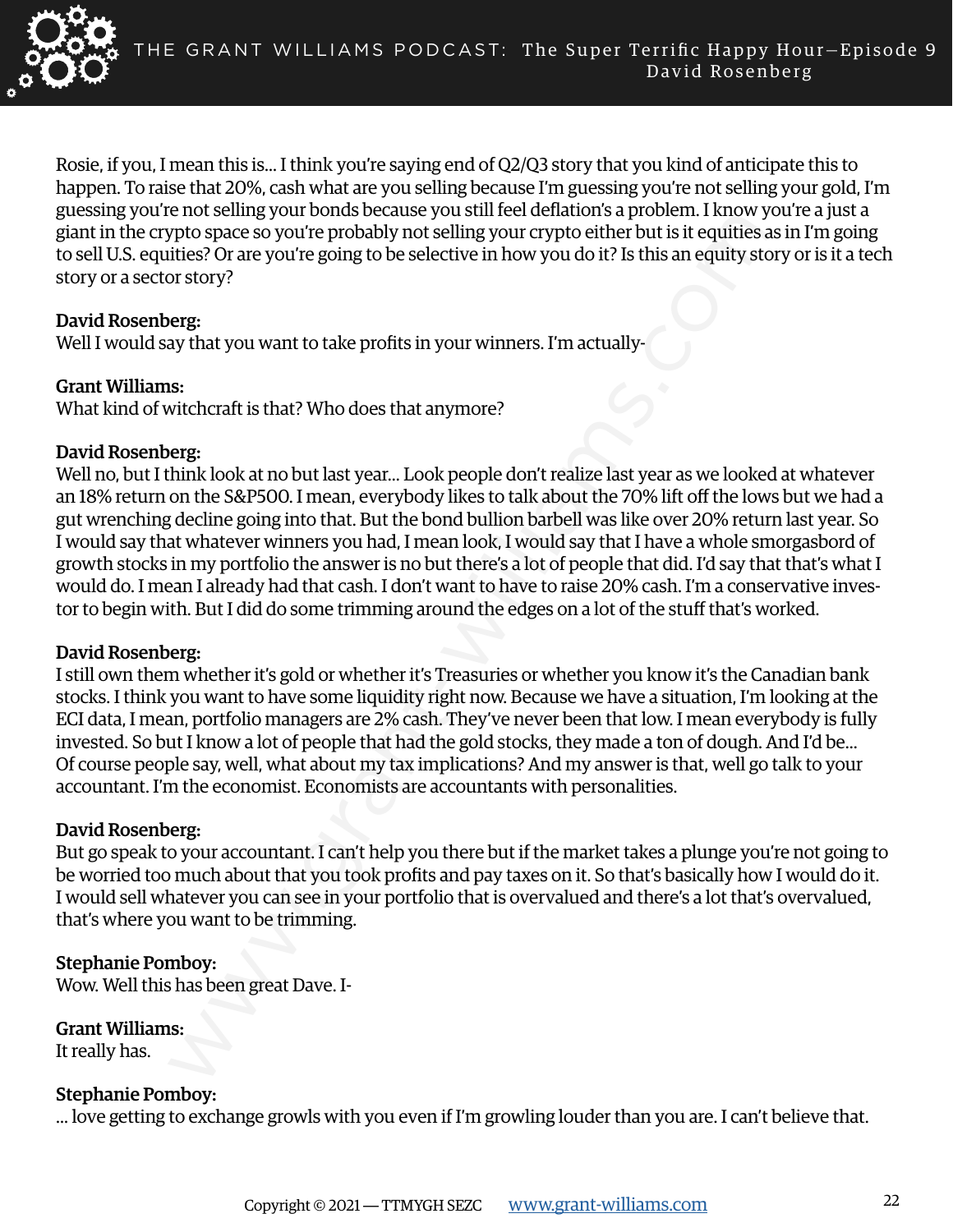Rosie, if you, I mean this is... I think you're saying end of Q2/Q3 story that you kind of anticipate this to happen. To raise that 20%, cash what are you selling because I'm guessing you're not selling your gold, I'm guessing you're not selling your bonds because you still feel deflation's a problem. I know you're a just a giant in the crypto space so you're probably not selling your crypto either but is it equities as in I'm going to sell U.S. equities? Or are you're going to be selective in how you do it? Is this an equity story or is it a tech story or a sector story?

**David Rosenberg:**
Well I would say that you want to take profits in your winners. I'm actually-

**Grant Williams:**
What kind of witchcraft is that? Who does that anymore?

**David Rosenberg:**
Well no, but I think look at no but last year... Look people don't realize last year as we looked at whatever an 18% return on the S&P500. I mean, everybody likes to talk about the 70% lift off the lows but we had a gut wrenching decline going into that. But the bond bullion barbell was like over 20% return last year. So I would say that whatever winners you had, I mean look, I would say that I have a whole smorgasbord of growth stocks in my portfolio the answer is no but there's a lot of people that did. I'd say that that's what I would do. I mean I already had that cash. I don't want to have to raise 20% cash. I'm a conservative investor to begin with. But I did do some trimming around the edges on a lot of the stuff that's worked.

**David Rosenberg:**
I still own them whether it's gold or whether it's Treasuries or whether you know it's the Canadian bank stocks. I think you want to have some liquidity right now. Because we have a situation, I'm looking at the ECI data, I mean, portfolio managers are 2% cash. They've never been that low. I mean everybody is fully invested. So but I know a lot of people that had the gold stocks, they made a ton of dough. And I'd be... Of course people say, well, what about my tax implications? And my answer is that, well go talk to your accountant. I'm the economist. Economists are accountants with personalities.

**David Rosenberg:**
But go speak to your accountant. I can't help you there but if the market takes a plunge you're not going to be worried too much about that you took profits and pay taxes on it. So that's basically how I would do it. I would sell whatever you can see in your portfolio that is overvalued and there's a lot that's overvalued, that's where you want to be trimming.

**Stephanie Pomboy:**
Wow. Well this has been great Dave. I-

**Grant Williams:**
It really has.

**Stephanie Pomboy:**
... love getting to exchange growls with you even if I'm growling louder than you are. I can't believe that.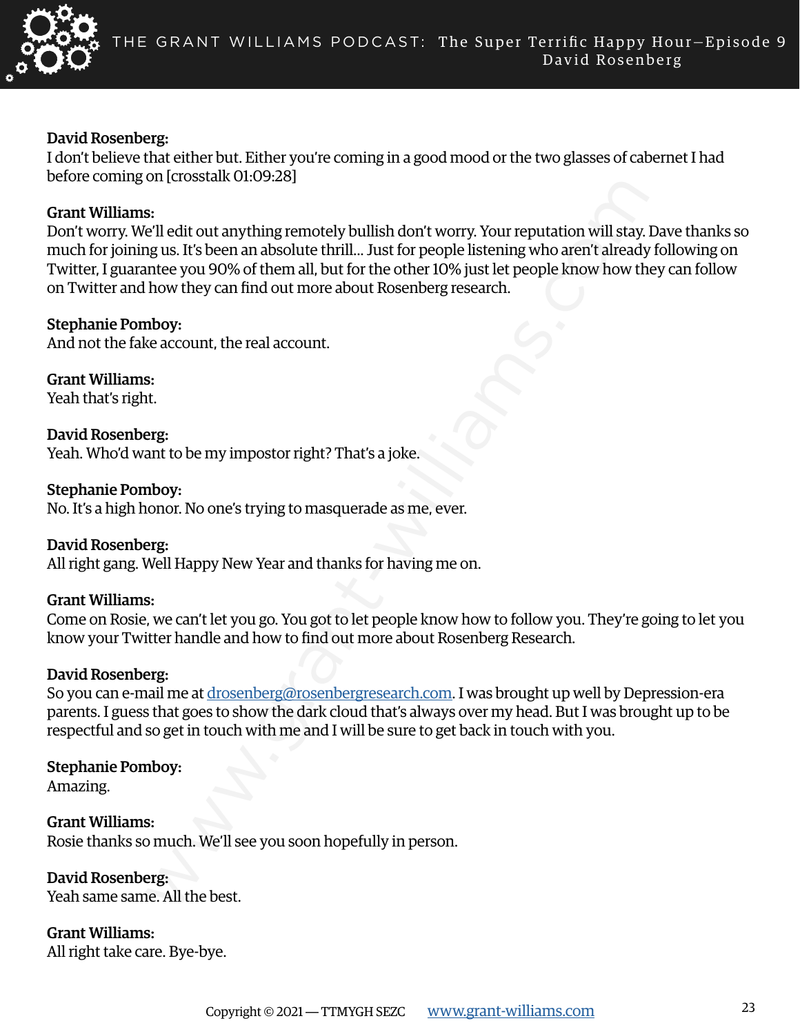**David Rosenberg:**
I don't believe that either but. Either you're coming in a good mood or the two glasses of cabernet I had before coming on [crosstalk 01:09:28]

**Grant Williams:**
Don't worry. We'll edit out anything remotely bullish don't worry. Your reputation will stay. Dave thanks so much for joining us. It's been an absolute thrill... Just for people listening who aren't already following on Twitter, I guarantee you 90% of them all, but for the other 10% just let people know how they can follow on Twitter and how they can find out more about Rosenberg research.

**Stephanie Pomboy:**
And not the fake account, the real account.

**Grant Williams:**
Yeah that's right.

**David Rosenberg:**
Yeah. Who'd want to be my impostor right? That's a joke.

**Stephanie Pomboy:**
No. It's a high honor. No one's trying to masquerade as me, ever.

**David Rosenberg:**
All right gang. Well Happy New Year and thanks for having me on.

**Grant Williams:**
Come on Rosie, we can't let you go. You got to let people know how to follow you. They're going to let you know your Twitter handle and how to find out more about Rosenberg Research.

**David Rosenberg:**
So you can e-mail me at drosenberg@rosenbergresearch.com. I was brought up well by Depression-era parents. I guess that goes to show the dark cloud that's always over my head. But I was brought up to be respectful and so get in touch with me and I will be sure to get back in touch with you.

**Stephanie Pomboy:**
Amazing.

**Grant Williams:**
Rosie thanks so much. We'll see you soon hopefully in person.

**David Rosenberg:**
Yeah same same. All the best.

**Grant Williams:**
All right take care. Bye-bye.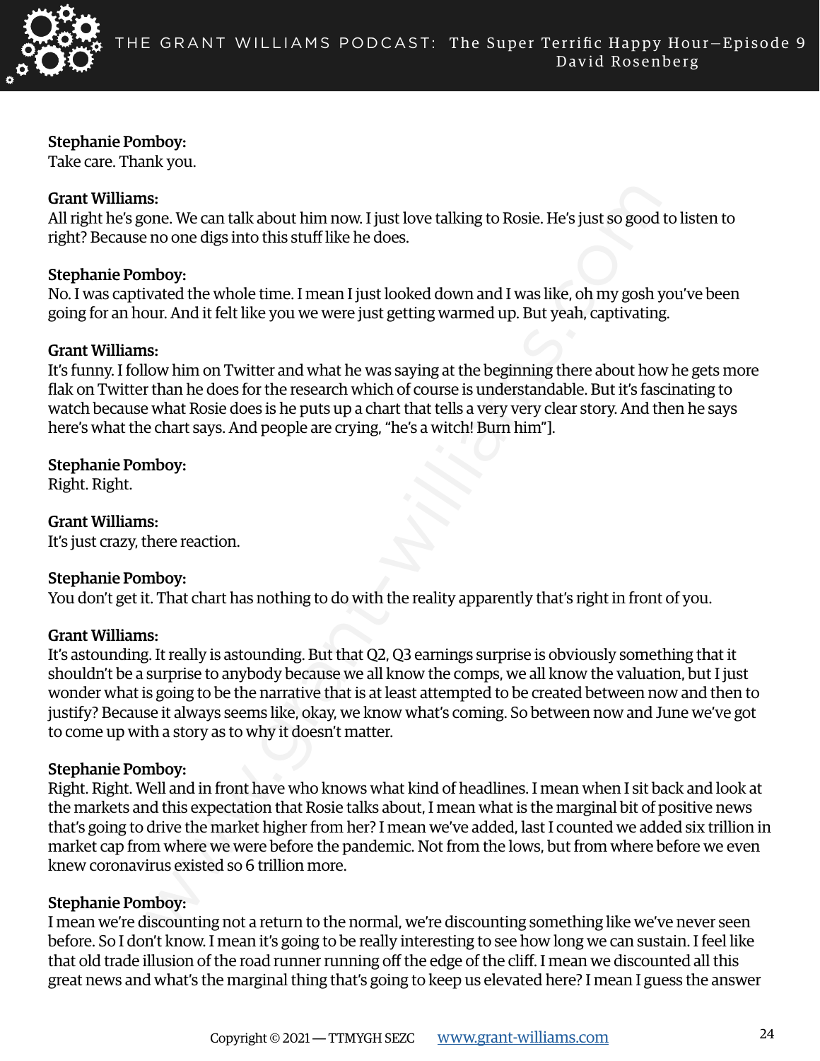**Stephanie Pomboy:**
Take care. Thank you.

**Grant Williams:**
All right he's gone. We can talk about him now. I just love talking to Rosie. He's just so good to listen to right? Because no one digs into this stuff like he does.

**Stephanie Pomboy:**
No. I was captivated the whole time. I mean I just looked down and I was like, oh my gosh you've been going for an hour. And it felt like you we were just getting warmed up. But yeah, captivating.

**Grant Williams:**
It's funny. I follow him on Twitter and what he was saying at the beginning there about how he gets more flak on Twitter than he does for the research which of course is understandable. But it's fascinating to watch because what Rosie does is he puts up a chart that tells a very very clear story. And then he says here's what the chart says. And people are crying, "he's a witch! Burn him"].

**Stephanie Pomboy:**
Right. Right.

**Grant Williams:**
It's just crazy, there reaction.

**Stephanie Pomboy:**
You don't get it. That chart has nothing to do with the reality apparently that's right in front of you.

**Grant Williams:**
It's astounding. It really is astounding. But that Q2, Q3 earnings surprise is obviously something that it shouldn't be a surprise to anybody because we all know the comps, we all know the valuation, but I just wonder what is going to be the narrative that is at least attempted to be created between now and then to justify? Because it always seems like, okay, we know what's coming. So between now and June we've got to come up with a story as to why it doesn't matter.

**Stephanie Pomboy:**
Right. Right. Well and in front have who knows what kind of headlines. I mean when I sit back and look at the markets and this expectation that Rosie talks about, I mean what is the marginal bit of positive news that's going to drive the market higher from her? I mean we've added, last I counted we added six trillion in market cap from where we were before the pandemic. Not from the lows, but from where before we even knew coronavirus existed so 6 trillion more.

**Stephanie Pomboy:**
I mean we're discounting not a return to the normal, we're discounting something like we've never seen before. So I don't know. I mean it's going to be really interesting to see how long we can sustain. I feel like that old trade illusion of the road runner running off the edge of the cliff. I mean we discounted all this great news and what's the marginal thing that's going to keep us elevated here? I mean I guess the answer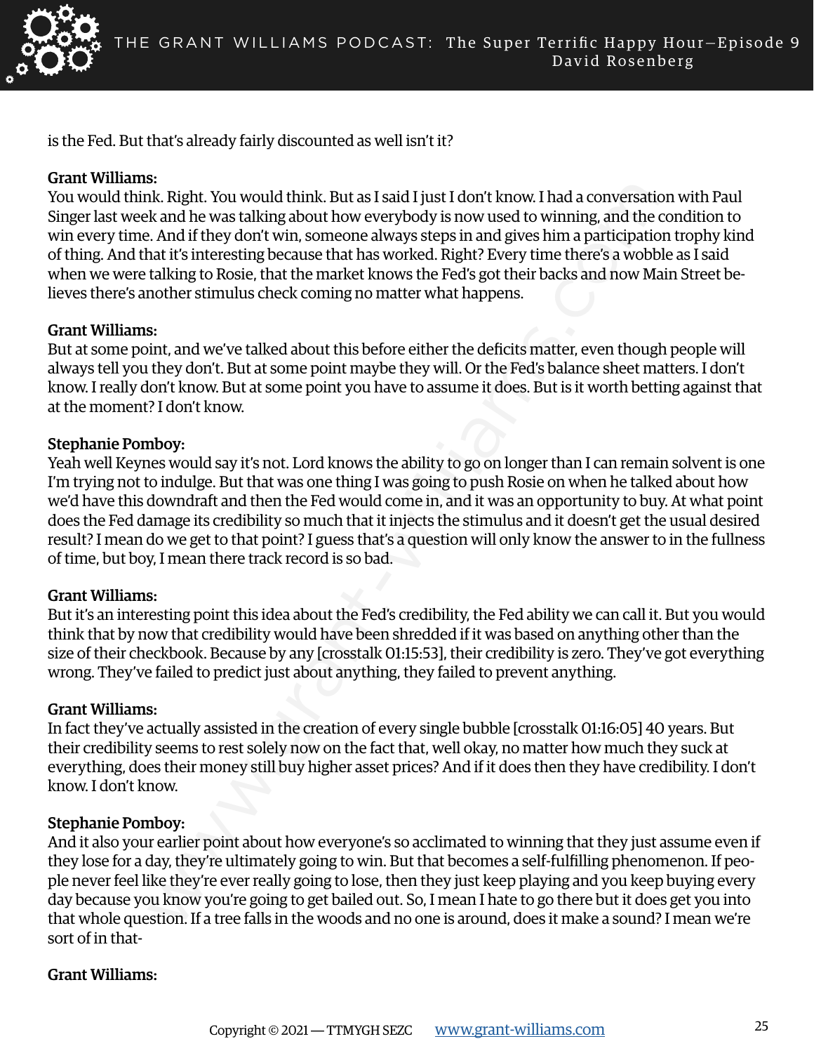is the Fed. But that's already fairly discounted as well isn't it?

**Grant Williams:**
You would think. Right. You would think. But as I said I just I don't know. I had a conversation with Paul Singer last week and he was talking about how everybody is now used to winning, and the condition to win every time. And if they don't win, someone always steps in and gives him a participation trophy kind of thing. And that it's interesting because that has worked. Right? Every time there's a wobble as I said when we were talking to Rosie, that the market knows the Fed's got their backs and now Main Street believes there's another stimulus check coming no matter what happens.

**Grant Williams:**
But at some point, and we've talked about this before either the deficits matter, even though people will always tell you they don't. But at some point maybe they will. Or the Fed's balance sheet matters. I don't know. I really don't know. But at some point you have to assume it does. But is it worth betting against that at the moment? I don't know.

**Stephanie Pomboy:**
Yeah well Keynes would say it's not. Lord knows the ability to go on longer than I can remain solvent is one I'm trying not to indulge. But that was one thing I was going to push Rosie on when he talked about how we'd have this downdraft and then the Fed would come in, and it was an opportunity to buy. At what point does the Fed damage its credibility so much that it injects the stimulus and it doesn't get the usual desired result? I mean do we get to that point? I guess that's a question will only know the answer to in the fullness of time, but boy, I mean there track record is so bad.

**Grant Williams:**
But it's an interesting point this idea about the Fed's credibility, the Fed ability we can call it. But you would think that by now that credibility would have been shredded if it was based on anything other than the size of their checkbook. Because by any [crosstalk 01:15:53], their credibility is zero. They've got everything wrong. They've failed to predict just about anything, they failed to prevent anything.

**Grant Williams:**
In fact they've actually assisted in the creation of every single bubble [crosstalk 01:16:05] 40 years. But their credibility seems to rest solely now on the fact that, well okay, no matter how much they suck at everything, does their money still buy higher asset prices? And if it does then they have credibility. I don't know. I don't know.

**Stephanie Pomboy:**
And it also your earlier point about how everyone's so acclimated to winning that they just assume even if they lose for a day, they're ultimately going to win. But that becomes a self-fulfilling phenomenon. If people never feel like they're ever really going to lose, then they just keep playing and you keep buying every day because you know you're going to get bailed out. So, I mean I hate to go there but it does get you into that whole question. If a tree falls in the woods and no one is around, does it make a sound? I mean we're sort of in that-

**Grant Williams:**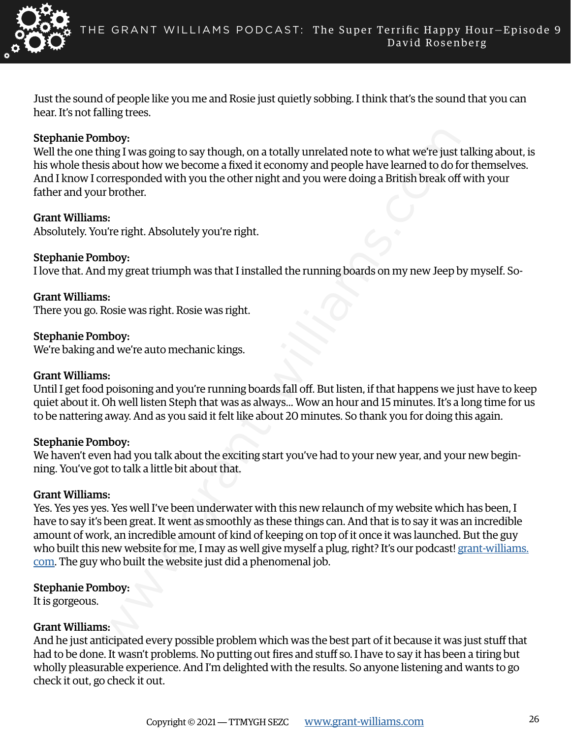Just the sound of people like you me and Rosie just quietly sobbing. I think that's the sound that you can hear. It's not falling trees.

**Stephanie Pomboy:**
Well the one thing I was going to say though, on a totally unrelated note to what we're just talking about, is his whole thesis about how we become a fixed it economy and people have learned to do for themselves. And I know I corresponded with you the other night and you were doing a British break off with your father and your brother.

**Grant Williams:**
Absolutely. You're right. Absolutely you're right.

**Stephanie Pomboy:**
I love that. And my great triumph was that I installed the running boards on my new Jeep by myself. So-

**Grant Williams:**
There you go. Rosie was right. Rosie was right.

**Stephanie Pomboy:**
We're baking and we're auto mechanic kings.

**Grant Williams:**
Until I get food poisoning and you're running boards fall off. But listen, if that happens we just have to keep quiet about it. Oh well listen Steph that was as always... Wow an hour and 15 minutes. It's a long time for us to be nattering away. And as you said it felt like about 20 minutes. So thank you for doing this again.

**Stephanie Pomboy:**
We haven't even had you talk about the exciting start you've had to your new year, and your new beginning. You've got to talk a little bit about that.

**Grant Williams:**
Yes. Yes yes yes. Yes well I've been underwater with this new relaunch of my website which has been, I have to say it's been great. It went as smoothly as these things can. And that is to say it was an incredible amount of work, an incredible amount of kind of keeping on top of it once it was launched. But the guy who built this new website for me, I may as well give myself a plug, right? It's our podcast! [grant-williams.com](grant-williams.com). The guy who built the website just did a phenomenal job.

**Stephanie Pomboy:**
It is gorgeous.

**Grant Williams:**
And he just anticipated every possible problem which was the best part of it because it was just stuff that had to be done. It wasn't problems. No putting out fires and stuff so. I have to say it has been a tiring but wholly pleasurable experience. And I'm delighted with the results. So anyone listening and wants to go check it out, go check it out.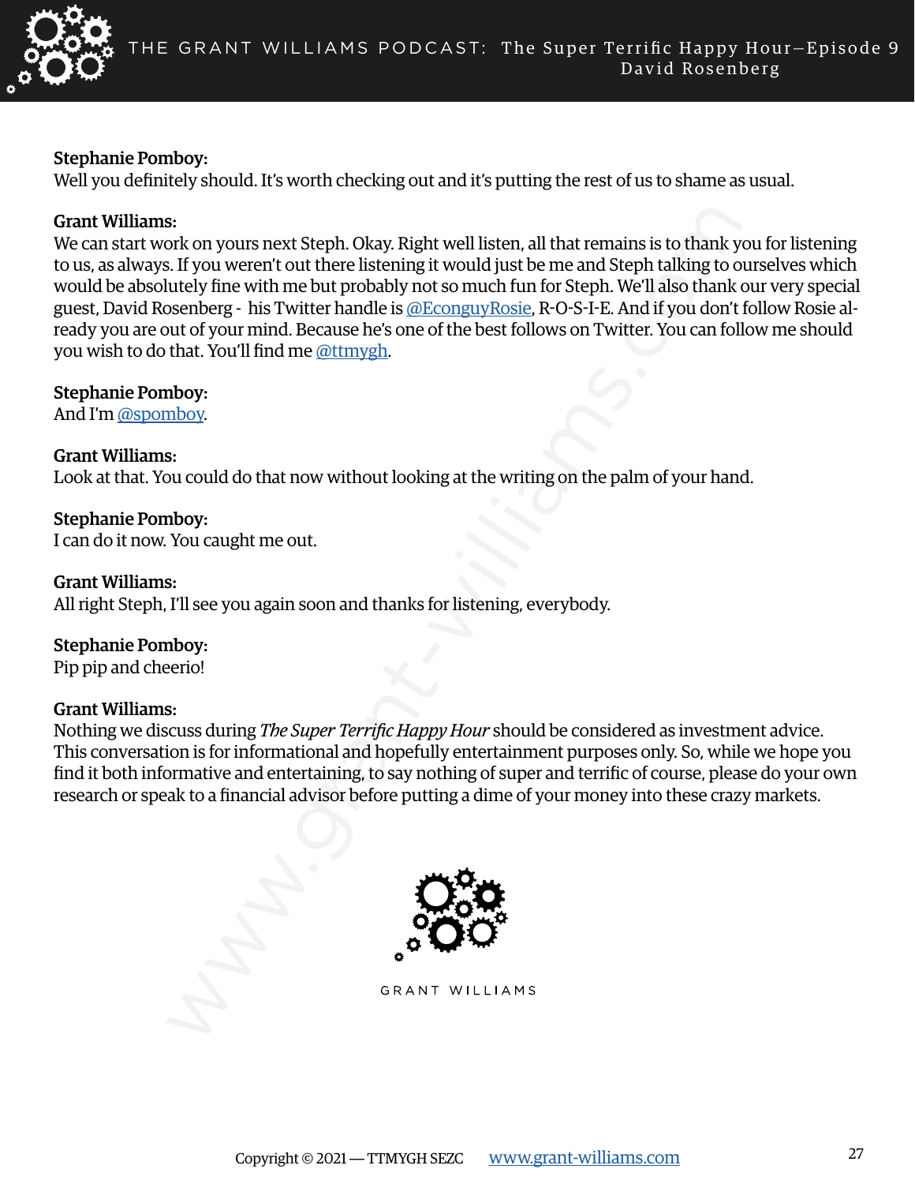**Stephanie Pomboy:**
Well you definitely should. It's worth checking out and it's putting the rest of us to shame as usual.

**Grant Williams:**
We can start work on yours next Steph. Okay. Right well listen, all that remains is to thank you for listening to us, as always. If you weren't out there listening it would just be me and Steph talking to ourselves which would be absolutely fine with me but probably not so much fun for Steph. We'll also thank our very special guest, David Rosenberg - his Twitter handle is @EconguyRosie, R-O-S-I-E. And if you don't follow Rosie already you are out of your mind. Because he's one of the best follows on Twitter. You can follow me should you wish to do that. You'll find me @ttmygh.

**Stephanie Pomboy:**
And I'm @spomboy.

**Grant Williams:**
Look at that. You could do that now without looking at the writing on the palm of your hand.

**Stephanie Pomboy:**
I can do it now. You caught me out.

**Grant Williams:**
All right Steph, I'll see you again soon and thanks for listening, everybody.

**Stephanie Pomboy:**
Pip pip and cheerio!

**Grant Williams:**
Nothing we discuss during *The Super Terrific Happy Hour* should be considered as investment advice. This conversation is for informational and hopefully entertainment purposes only. So, while we hope you find it both informative and entertaining, to say nothing of super and terrific of course, please do your own research or speak to a financial advisor before putting a dime of your money into these crazy markets.

GRANT WILLIAMS